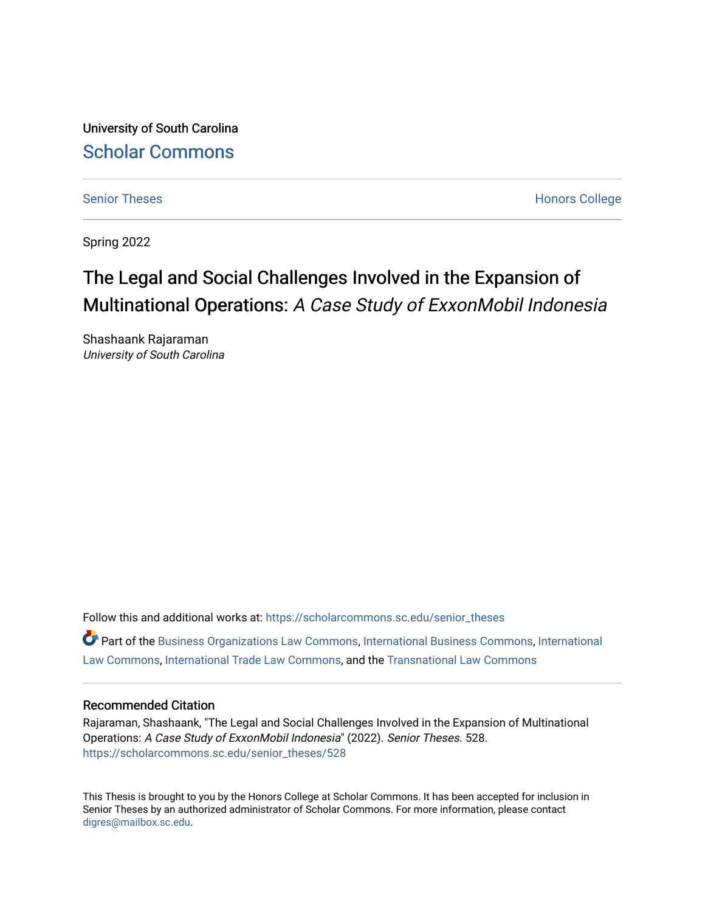University of South Carolina

Scholar Commons

Senior Theses

Honors College

Spring 2022

# The Legal and Social Challenges Involved in the Expansion of Multinational Operations: *A Case Study of ExxonMobil Indonesia*

Shashaank Rajaraman

*University of South Carolina*

Follow this and additional works at: https://scholarcommons.sc.edu/senior_theses

Part of the Business Organizations Law Commons, International Business Commons, International Law Commons, International Trade Law Commons, and the Transnational Law Commons

## Recommended Citation

Rajaraman, Shashaank, "The Legal and Social Challenges Involved in the Expansion of Multinational Operations: *A Case Study of ExxonMobil Indonesia*" (2022). *Senior Theses*. 528.
https://scholarcommons.sc.edu/senior_theses/528

This Thesis is brought to you by the Honors College at Scholar Commons. It has been accepted for inclusion in Senior Theses by an authorized administrator of Scholar Commons. For more information, please contact digres@mailbox.sc.edu.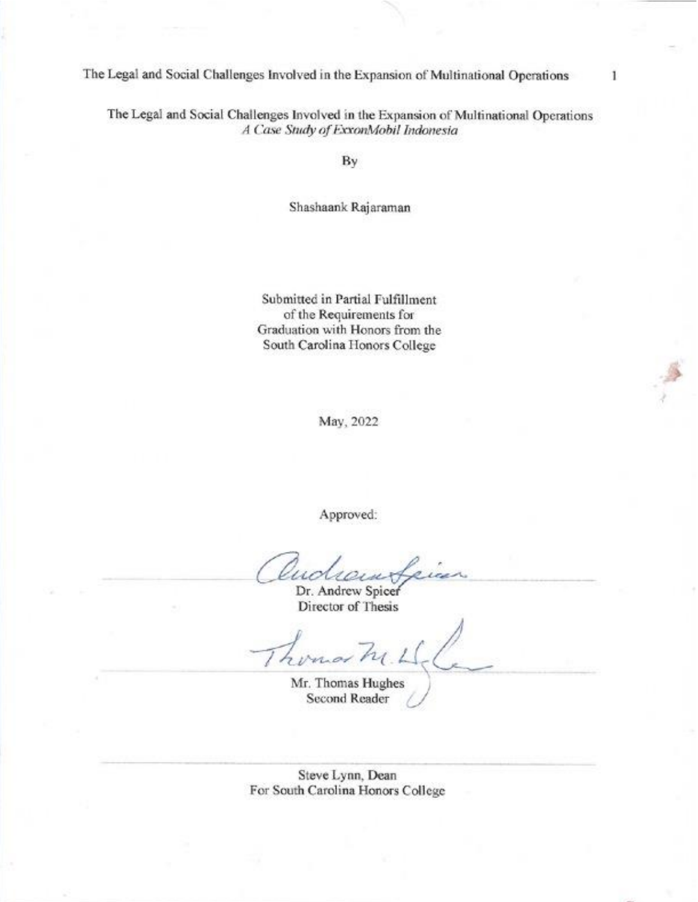# The Legal and Social Challenges Involved in the Expansion of Multinational Operations

*A Case Study of ExxonMobil Indonesia*

By

Shashaank Rajaraman

Submitted in Partial Fulfillment
of the Requirements for
Graduation with Honors from the
South Carolina Honors College

May, 2022

Approved:

Dr. Andrew Spicer
Director of Thesis

Mr. Thomas Hughes
Second Reader

Steve Lynn, Dean
For South Carolina Honors College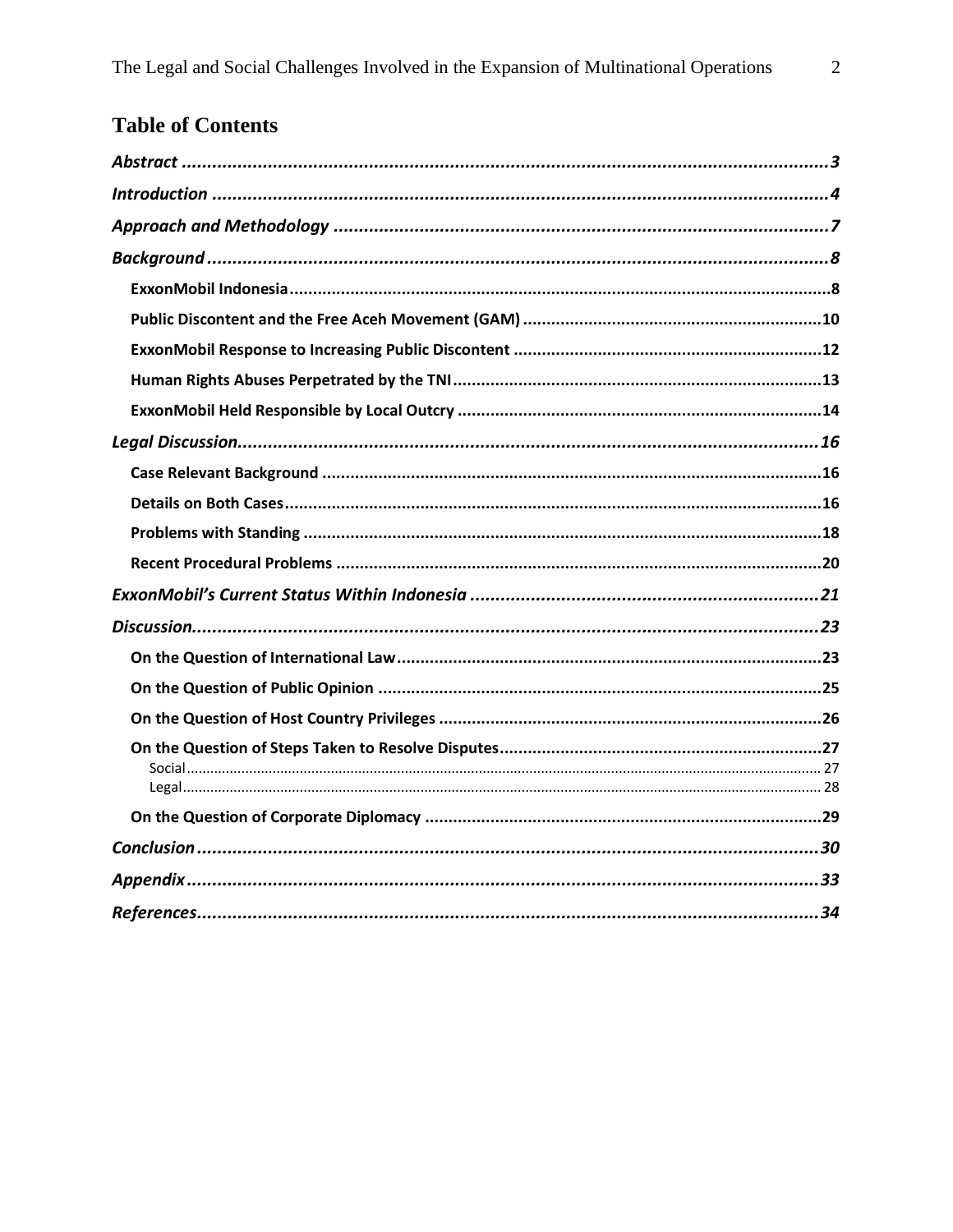# Table of Contents

*Abstract* ........................................................................................................................ *3*

*Introduction* .................................................................................................................. *4*

*Approach and Methodology* ......................................................................................... *7*

*Background* .................................................................................................................. *8*

- **ExxonMobil Indonesia** ........................................................................................... **8**
- **Public Discontent and the Free Aceh Movement (GAM)** ........................................ **10**
- **ExxonMobil Response to Increasing Public Discontent** .......................................... **12**
- **Human Rights Abuses Perpetrated by the TNI** ......................................................... **13**
- **ExxonMobil Held Responsible by Local Outcry** ...................................................... **14**

*Legal Discussion* ......................................................................................................... *16*

- **Case Relevant Background** ..................................................................................... **16**
- **Details on Both Cases** ............................................................................................. **16**
- **Problems with Standing** .......................................................................................... **18**
- **Recent Procedural Problems** ................................................................................... **20**

*ExxonMobil's Current Status Within Indonesia* ......................................................... *21*

*Discussion* ................................................................................................................... *23*

- **On the Question of International Law** ..................................................................... **23**
- **On the Question of Public Opinion** .......................................................................... **25**
- **On the Question of Host Country Privileges** ............................................................ **26**
- **On the Question of Steps Taken to Resolve Disputes** .............................................. **27**
  - Social ................................................................................................................ 27
  - Legal ................................................................................................................. 28
- **On the Question of Corporate Diplomacy** ................................................................ **29**

*Conclusion* .................................................................................................................. *30*

*Appendix* .................................................................................................................... *33*

*References* .................................................................................................................. *34*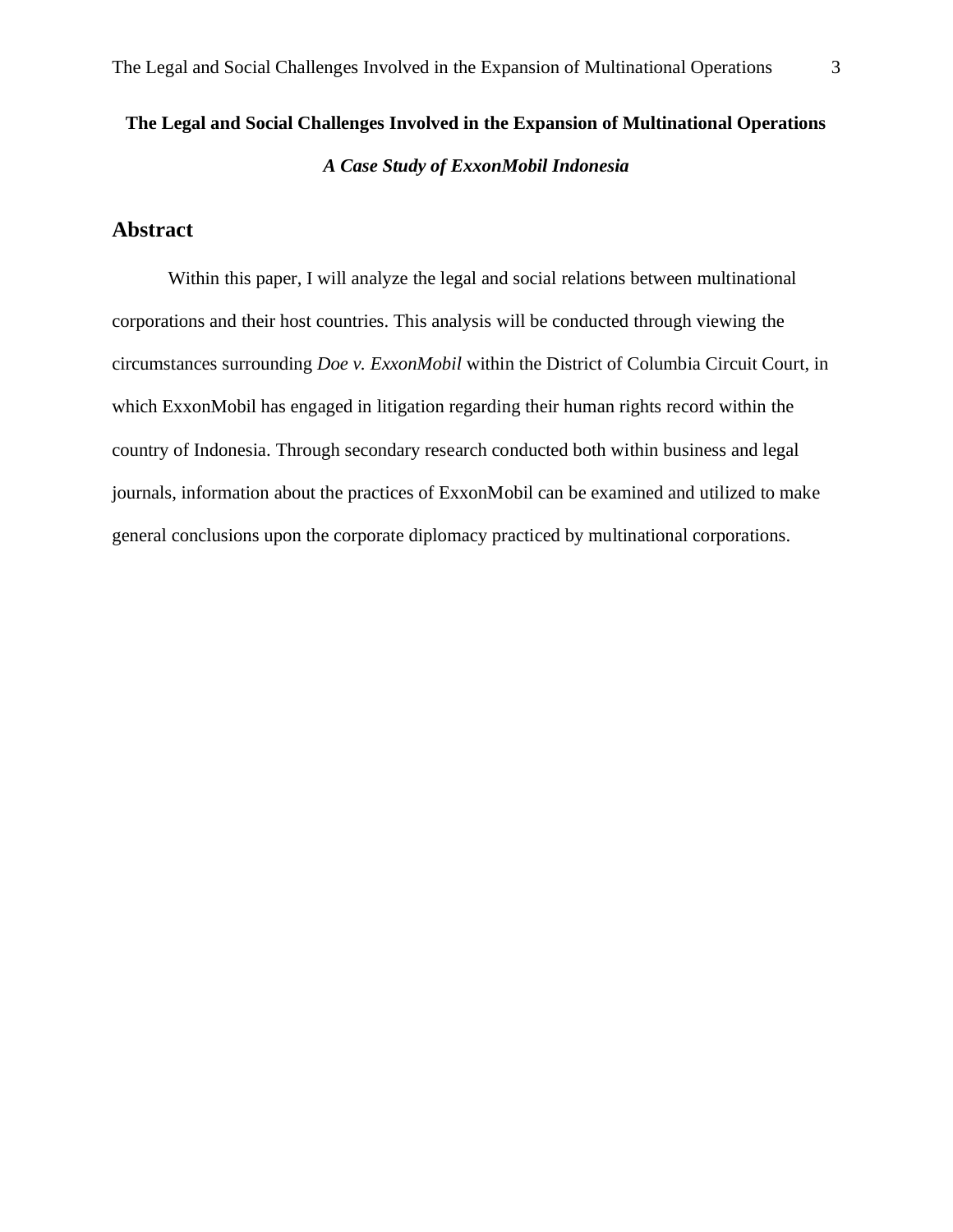# The Legal and Social Challenges Involved in the Expansion of Multinational Operations

***A Case Study of ExxonMobil Indonesia***

## Abstract

Within this paper, I will analyze the legal and social relations between multinational corporations and their host countries. This analysis will be conducted through viewing the circumstances surrounding *Doe v. ExxonMobil* within the District of Columbia Circuit Court, in which ExxonMobil has engaged in litigation regarding their human rights record within the country of Indonesia. Through secondary research conducted both within business and legal journals, information about the practices of ExxonMobil can be examined and utilized to make general conclusions upon the corporate diplomacy practiced by multinational corporations.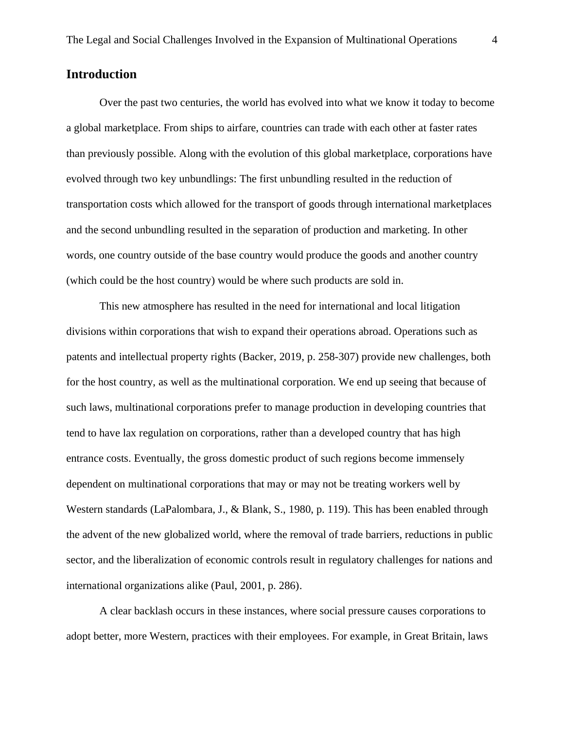## Introduction

Over the past two centuries, the world has evolved into what we know it today to become a global marketplace. From ships to airfare, countries can trade with each other at faster rates than previously possible. Along with the evolution of this global marketplace, corporations have evolved through two key unbundlings: The first unbundling resulted in the reduction of transportation costs which allowed for the transport of goods through international marketplaces and the second unbundling resulted in the separation of production and marketing. In other words, one country outside of the base country would produce the goods and another country (which could be the host country) would be where such products are sold in.

This new atmosphere has resulted in the need for international and local litigation divisions within corporations that wish to expand their operations abroad. Operations such as patents and intellectual property rights (Backer, 2019, p. 258-307) provide new challenges, both for the host country, as well as the multinational corporation. We end up seeing that because of such laws, multinational corporations prefer to manage production in developing countries that tend to have lax regulation on corporations, rather than a developed country that has high entrance costs. Eventually, the gross domestic product of such regions become immensely dependent on multinational corporations that may or may not be treating workers well by Western standards (LaPalombara, J., & Blank, S., 1980, p. 119). This has been enabled through the advent of the new globalized world, where the removal of trade barriers, reductions in public sector, and the liberalization of economic controls result in regulatory challenges for nations and international organizations alike (Paul, 2001, p. 286).

A clear backlash occurs in these instances, where social pressure causes corporations to adopt better, more Western, practices with their employees. For example, in Great Britain, laws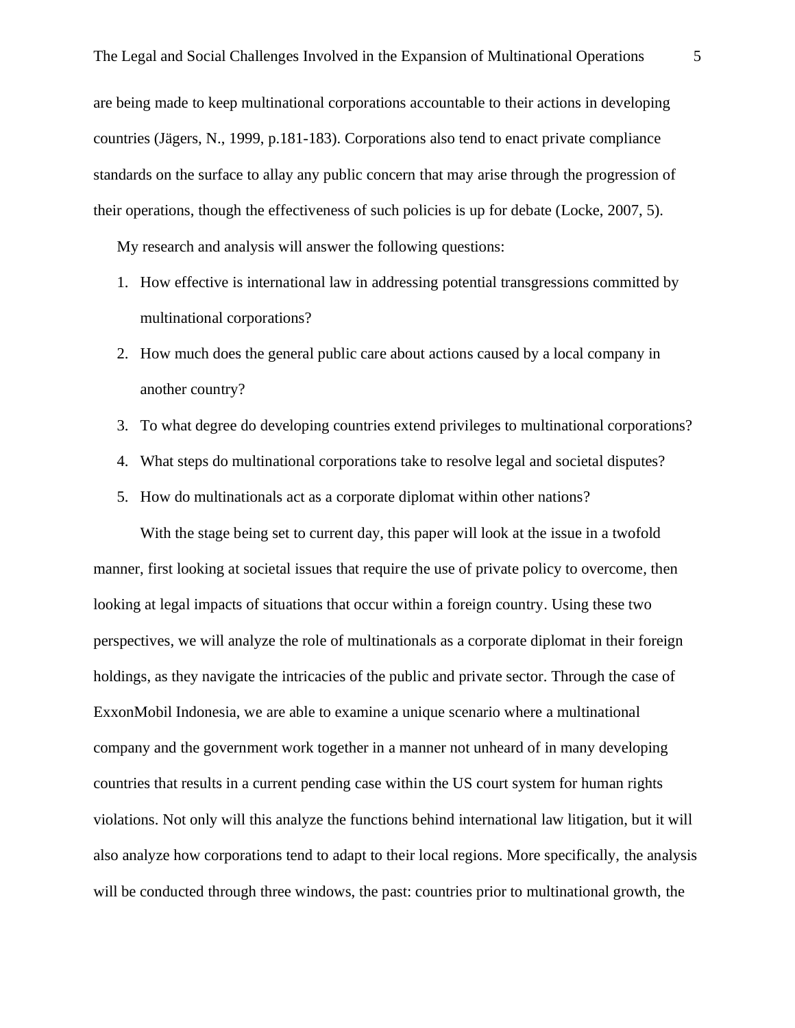are being made to keep multinational corporations accountable to their actions in developing countries (Jägers, N., 1999, p.181-183). Corporations also tend to enact private compliance standards on the surface to allay any public concern that may arise through the progression of their operations, though the effectiveness of such policies is up for debate (Locke, 2007, 5).

My research and analysis will answer the following questions:

1. How effective is international law in addressing potential transgressions committed by multinational corporations?
2. How much does the general public care about actions caused by a local company in another country?
3. To what degree do developing countries extend privileges to multinational corporations?
4. What steps do multinational corporations take to resolve legal and societal disputes?
5. How do multinationals act as a corporate diplomat within other nations?

With the stage being set to current day, this paper will look at the issue in a twofold manner, first looking at societal issues that require the use of private policy to overcome, then looking at legal impacts of situations that occur within a foreign country. Using these two perspectives, we will analyze the role of multinationals as a corporate diplomat in their foreign holdings, as they navigate the intricacies of the public and private sector. Through the case of ExxonMobil Indonesia, we are able to examine a unique scenario where a multinational company and the government work together in a manner not unheard of in many developing countries that results in a current pending case within the US court system for human rights violations. Not only will this analyze the functions behind international law litigation, but it will also analyze how corporations tend to adapt to their local regions. More specifically, the analysis will be conducted through three windows, the past: countries prior to multinational growth, the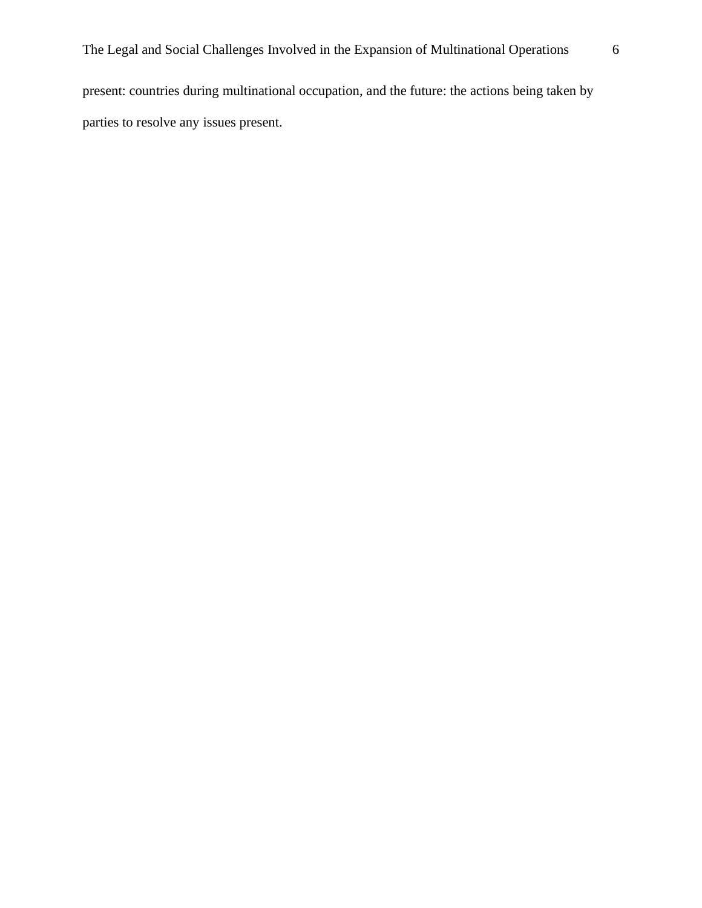present: countries during multinational occupation, and the future: the actions being taken by parties to resolve any issues present.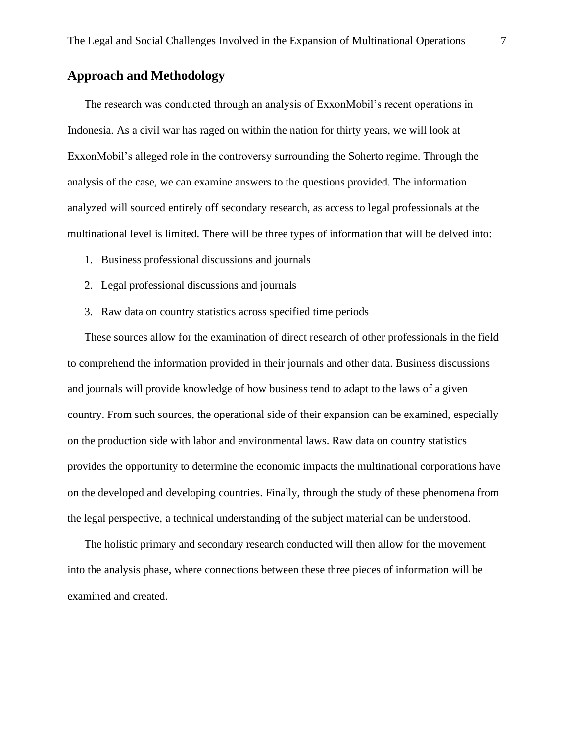## Approach and Methodology

The research was conducted through an analysis of ExxonMobil's recent operations in Indonesia. As a civil war has raged on within the nation for thirty years, we will look at ExxonMobil's alleged role in the controversy surrounding the Soherto regime. Through the analysis of the case, we can examine answers to the questions provided. The information analyzed will sourced entirely off secondary research, as access to legal professionals at the multinational level is limited. There will be three types of information that will be delved into:

1. Business professional discussions and journals
2. Legal professional discussions and journals
3. Raw data on country statistics across specified time periods

These sources allow for the examination of direct research of other professionals in the field to comprehend the information provided in their journals and other data. Business discussions and journals will provide knowledge of how business tend to adapt to the laws of a given country. From such sources, the operational side of their expansion can be examined, especially on the production side with labor and environmental laws. Raw data on country statistics provides the opportunity to determine the economic impacts the multinational corporations have on the developed and developing countries. Finally, through the study of these phenomena from the legal perspective, a technical understanding of the subject material can be understood.

The holistic primary and secondary research conducted will then allow for the movement into the analysis phase, where connections between these three pieces of information will be examined and created.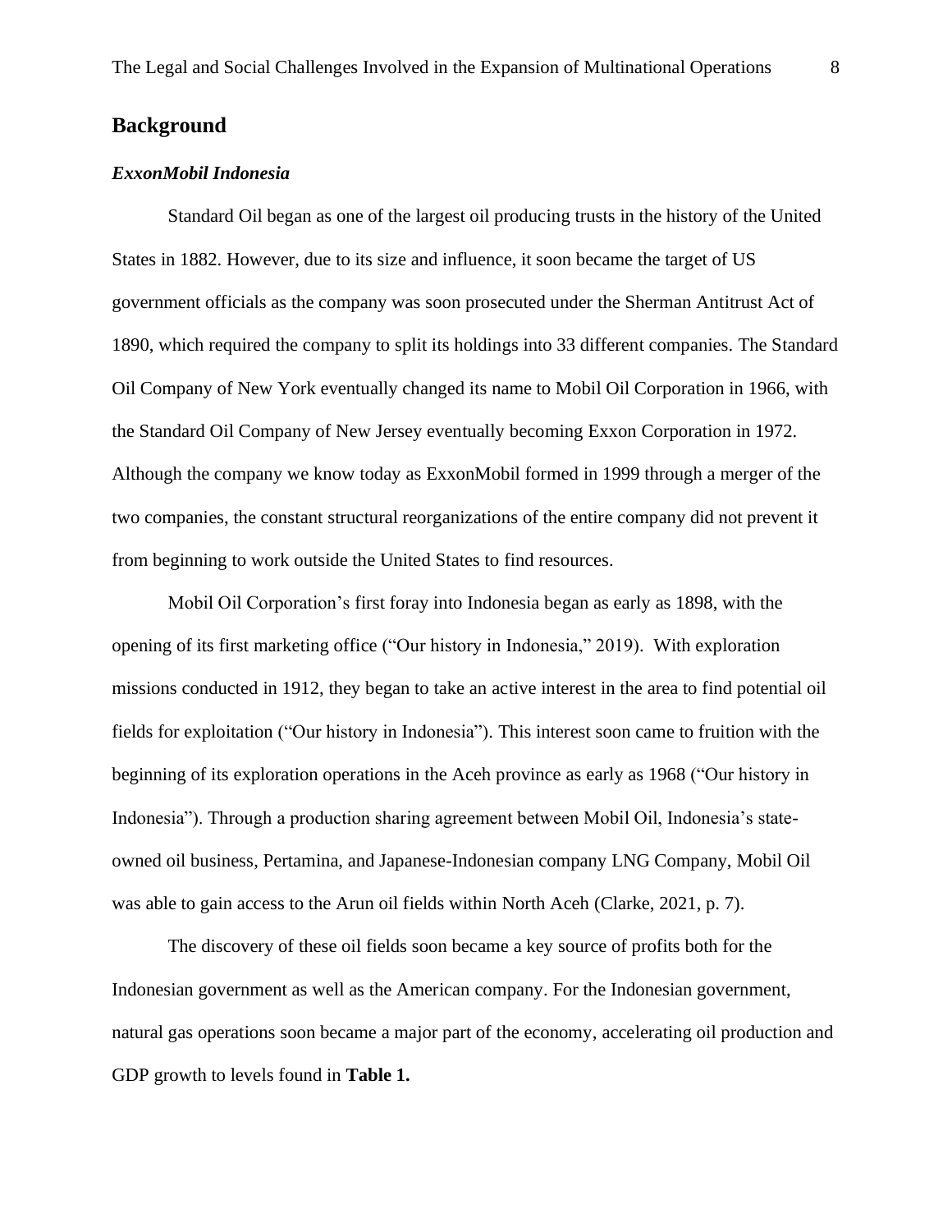## Background

### *ExxonMobil Indonesia*

Standard Oil began as one of the largest oil producing trusts in the history of the United States in 1882. However, due to its size and influence, it soon became the target of US government officials as the company was soon prosecuted under the Sherman Antitrust Act of 1890, which required the company to split its holdings into 33 different companies. The Standard Oil Company of New York eventually changed its name to Mobil Oil Corporation in 1966, with the Standard Oil Company of New Jersey eventually becoming Exxon Corporation in 1972. Although the company we know today as ExxonMobil formed in 1999 through a merger of the two companies, the constant structural reorganizations of the entire company did not prevent it from beginning to work outside the United States to find resources.

Mobil Oil Corporation's first foray into Indonesia began as early as 1898, with the opening of its first marketing office ("Our history in Indonesia," 2019). With exploration missions conducted in 1912, they began to take an active interest in the area to find potential oil fields for exploitation ("Our history in Indonesia"). This interest soon came to fruition with the beginning of its exploration operations in the Aceh province as early as 1968 ("Our history in Indonesia"). Through a production sharing agreement between Mobil Oil, Indonesia's state-owned oil business, Pertamina, and Japanese-Indonesian company LNG Company, Mobil Oil was able to gain access to the Arun oil fields within North Aceh (Clarke, 2021, p. 7).

The discovery of these oil fields soon became a key source of profits both for the Indonesian government as well as the American company. For the Indonesian government, natural gas operations soon became a major part of the economy, accelerating oil production and GDP growth to levels found in **Table 1.**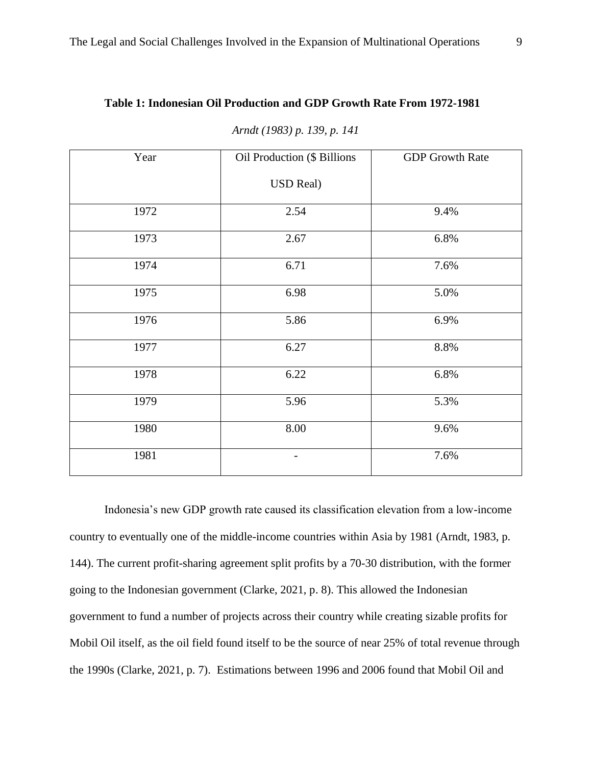**Table 1: Indonesian Oil Production and GDP Growth Rate From 1972-1981**

*Arndt (1983) p. 139, p. 141*

| Year | Oil Production ($ Billions USD Real) | GDP Growth Rate |
| --- | --- | --- |
| 1972 | 2.54 | 9.4% |
| 1973 | 2.67 | 6.8% |
| 1974 | 6.71 | 7.6% |
| 1975 | 6.98 | 5.0% |
| 1976 | 5.86 | 6.9% |
| 1977 | 6.27 | 8.8% |
| 1978 | 6.22 | 6.8% |
| 1979 | 5.96 | 5.3% |
| 1980 | 8.00 | 9.6% |
| 1981 | - | 7.6% |

Indonesia's new GDP growth rate caused its classification elevation from a low-income country to eventually one of the middle-income countries within Asia by 1981 (Arndt, 1983, p. 144). The current profit-sharing agreement split profits by a 70-30 distribution, with the former going to the Indonesian government (Clarke, 2021, p. 8). This allowed the Indonesian government to fund a number of projects across their country while creating sizable profits for Mobil Oil itself, as the oil field found itself to be the source of near 25% of total revenue through the 1990s (Clarke, 2021, p. 7). Estimations between 1996 and 2006 found that Mobil Oil and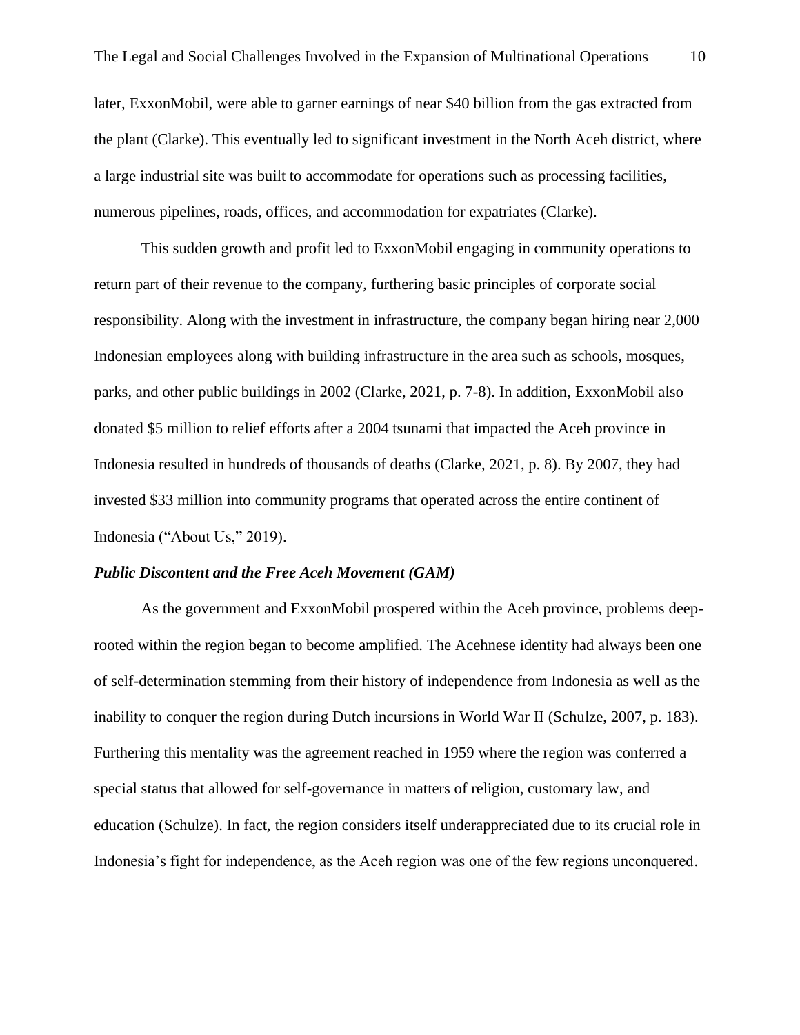later, ExxonMobil, were able to garner earnings of near $40 billion from the gas extracted from the plant (Clarke). This eventually led to significant investment in the North Aceh district, where a large industrial site was built to accommodate for operations such as processing facilities, numerous pipelines, roads, offices, and accommodation for expatriates (Clarke).

This sudden growth and profit led to ExxonMobil engaging in community operations to return part of their revenue to the company, furthering basic principles of corporate social responsibility. Along with the investment in infrastructure, the company began hiring near 2,000 Indonesian employees along with building infrastructure in the area such as schools, mosques, parks, and other public buildings in 2002 (Clarke, 2021, p. 7-8). In addition, ExxonMobil also donated $5 million to relief efforts after a 2004 tsunami that impacted the Aceh province in Indonesia resulted in hundreds of thousands of deaths (Clarke, 2021, p. 8). By 2007, they had invested $33 million into community programs that operated across the entire continent of Indonesia ("About Us," 2019).

### *Public Discontent and the Free Aceh Movement (GAM)*

As the government and ExxonMobil prospered within the Aceh province, problems deep-rooted within the region began to become amplified. The Acehnese identity had always been one of self-determination stemming from their history of independence from Indonesia as well as the inability to conquer the region during Dutch incursions in World War II (Schulze, 2007, p. 183). Furthering this mentality was the agreement reached in 1959 where the region was conferred a special status that allowed for self-governance in matters of religion, customary law, and education (Schulze). In fact, the region considers itself underappreciated due to its crucial role in Indonesia's fight for independence, as the Aceh region was one of the few regions unconquered.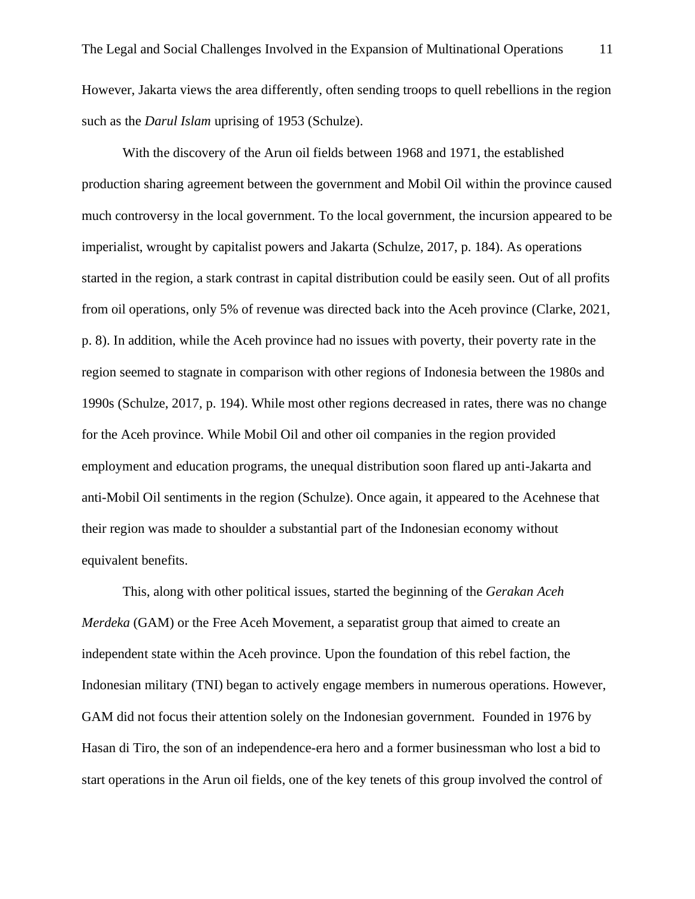However, Jakarta views the area differently, often sending troops to quell rebellions in the region such as the *Darul Islam* uprising of 1953 (Schulze).

With the discovery of the Arun oil fields between 1968 and 1971, the established production sharing agreement between the government and Mobil Oil within the province caused much controversy in the local government. To the local government, the incursion appeared to be imperialist, wrought by capitalist powers and Jakarta (Schulze, 2017, p. 184). As operations started in the region, a stark contrast in capital distribution could be easily seen. Out of all profits from oil operations, only 5% of revenue was directed back into the Aceh province (Clarke, 2021, p. 8). In addition, while the Aceh province had no issues with poverty, their poverty rate in the region seemed to stagnate in comparison with other regions of Indonesia between the 1980s and 1990s (Schulze, 2017, p. 194). While most other regions decreased in rates, there was no change for the Aceh province. While Mobil Oil and other oil companies in the region provided employment and education programs, the unequal distribution soon flared up anti-Jakarta and anti-Mobil Oil sentiments in the region (Schulze). Once again, it appeared to the Acehnese that their region was made to shoulder a substantial part of the Indonesian economy without equivalent benefits.

This, along with other political issues, started the beginning of the *Gerakan Aceh Merdeka* (GAM) or the Free Aceh Movement, a separatist group that aimed to create an independent state within the Aceh province. Upon the foundation of this rebel faction, the Indonesian military (TNI) began to actively engage members in numerous operations. However, GAM did not focus their attention solely on the Indonesian government. Founded in 1976 by Hasan di Tiro, the son of an independence-era hero and a former businessman who lost a bid to start operations in the Arun oil fields, one of the key tenets of this group involved the control of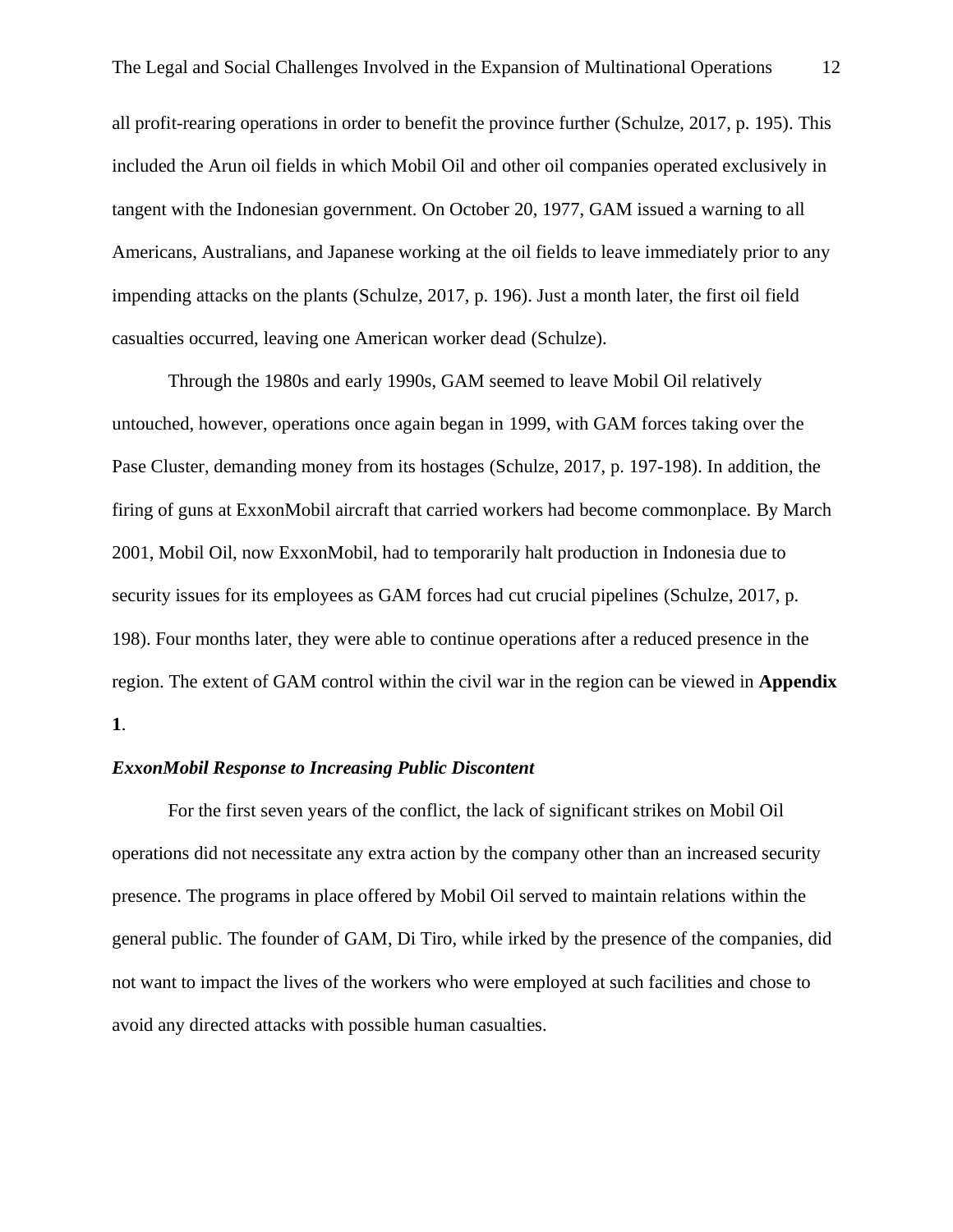all profit-rearing operations in order to benefit the province further (Schulze, 2017, p. 195). This included the Arun oil fields in which Mobil Oil and other oil companies operated exclusively in tangent with the Indonesian government. On October 20, 1977, GAM issued a warning to all Americans, Australians, and Japanese working at the oil fields to leave immediately prior to any impending attacks on the plants (Schulze, 2017, p. 196). Just a month later, the first oil field casualties occurred, leaving one American worker dead (Schulze).

Through the 1980s and early 1990s, GAM seemed to leave Mobil Oil relatively untouched, however, operations once again began in 1999, with GAM forces taking over the Pase Cluster, demanding money from its hostages (Schulze, 2017, p. 197-198). In addition, the firing of guns at ExxonMobil aircraft that carried workers had become commonplace. By March 2001, Mobil Oil, now ExxonMobil, had to temporarily halt production in Indonesia due to security issues for its employees as GAM forces had cut crucial pipelines (Schulze, 2017, p. 198). Four months later, they were able to continue operations after a reduced presence in the region. The extent of GAM control within the civil war in the region can be viewed in **Appendix 1**.

### *ExxonMobil Response to Increasing Public Discontent*

For the first seven years of the conflict, the lack of significant strikes on Mobil Oil operations did not necessitate any extra action by the company other than an increased security presence. The programs in place offered by Mobil Oil served to maintain relations within the general public. The founder of GAM, Di Tiro, while irked by the presence of the companies, did not want to impact the lives of the workers who were employed at such facilities and chose to avoid any directed attacks with possible human casualties.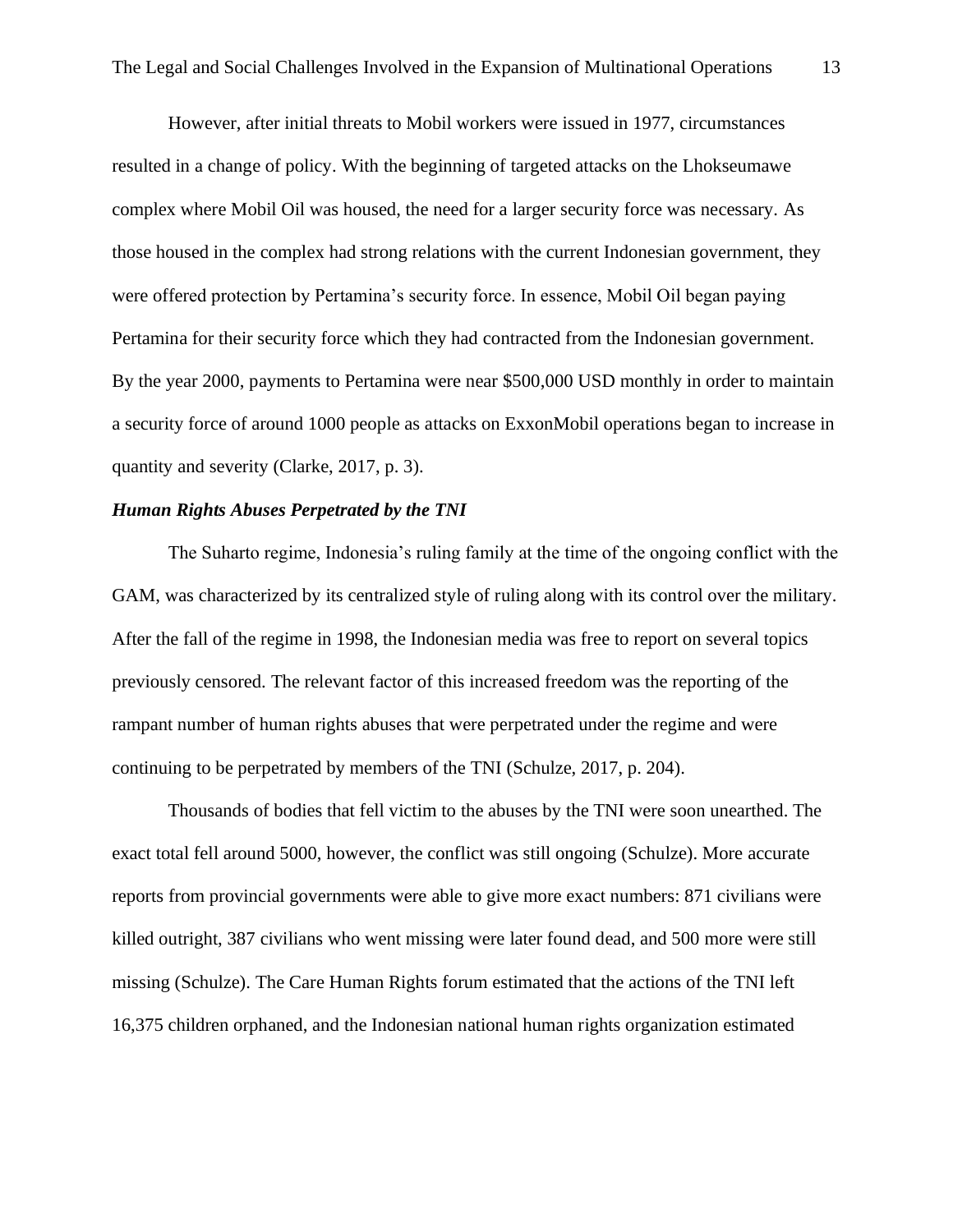However, after initial threats to Mobil workers were issued in 1977, circumstances resulted in a change of policy. With the beginning of targeted attacks on the Lhokseumawe complex where Mobil Oil was housed, the need for a larger security force was necessary. As those housed in the complex had strong relations with the current Indonesian government, they were offered protection by Pertamina's security force. In essence, Mobil Oil began paying Pertamina for their security force which they had contracted from the Indonesian government. By the year 2000, payments to Pertamina were near $500,000 USD monthly in order to maintain a security force of around 1000 people as attacks on ExxonMobil operations began to increase in quantity and severity (Clarke, 2017, p. 3).

### ***Human Rights Abuses Perpetrated by the TNI***

The Suharto regime, Indonesia's ruling family at the time of the ongoing conflict with the GAM, was characterized by its centralized style of ruling along with its control over the military. After the fall of the regime in 1998, the Indonesian media was free to report on several topics previously censored. The relevant factor of this increased freedom was the reporting of the rampant number of human rights abuses that were perpetrated under the regime and were continuing to be perpetrated by members of the TNI (Schulze, 2017, p. 204).

Thousands of bodies that fell victim to the abuses by the TNI were soon unearthed. The exact total fell around 5000, however, the conflict was still ongoing (Schulze). More accurate reports from provincial governments were able to give more exact numbers: 871 civilians were killed outright, 387 civilians who went missing were later found dead, and 500 more were still missing (Schulze). The Care Human Rights forum estimated that the actions of the TNI left 16,375 children orphaned, and the Indonesian national human rights organization estimated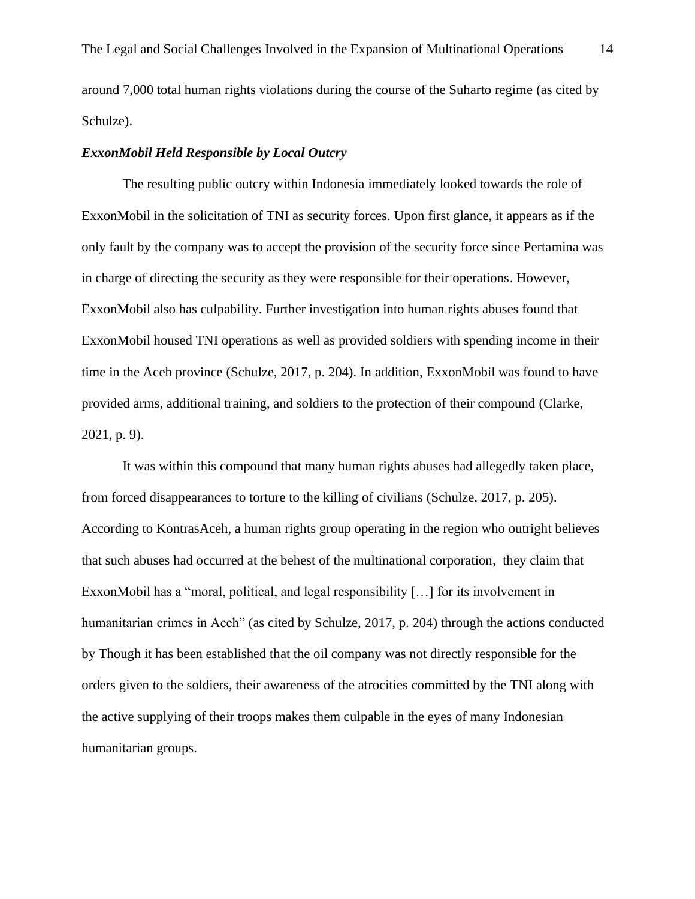around 7,000 total human rights violations during the course of the Suharto regime (as cited by Schulze).

### *ExxonMobil Held Responsible by Local Outcry*

The resulting public outcry within Indonesia immediately looked towards the role of ExxonMobil in the solicitation of TNI as security forces. Upon first glance, it appears as if the only fault by the company was to accept the provision of the security force since Pertamina was in charge of directing the security as they were responsible for their operations. However, ExxonMobil also has culpability. Further investigation into human rights abuses found that ExxonMobil housed TNI operations as well as provided soldiers with spending income in their time in the Aceh province (Schulze, 2017, p. 204). In addition, ExxonMobil was found to have provided arms, additional training, and soldiers to the protection of their compound (Clarke, 2021, p. 9).

It was within this compound that many human rights abuses had allegedly taken place, from forced disappearances to torture to the killing of civilians (Schulze, 2017, p. 205). According to KontrasAceh, a human rights group operating in the region who outright believes that such abuses had occurred at the behest of the multinational corporation, they claim that ExxonMobil has a "moral, political, and legal responsibility […] for its involvement in humanitarian crimes in Aceh" (as cited by Schulze, 2017, p. 204) through the actions conducted by Though it has been established that the oil company was not directly responsible for the orders given to the soldiers, their awareness of the atrocities committed by the TNI along with the active supplying of their troops makes them culpable in the eyes of many Indonesian humanitarian groups.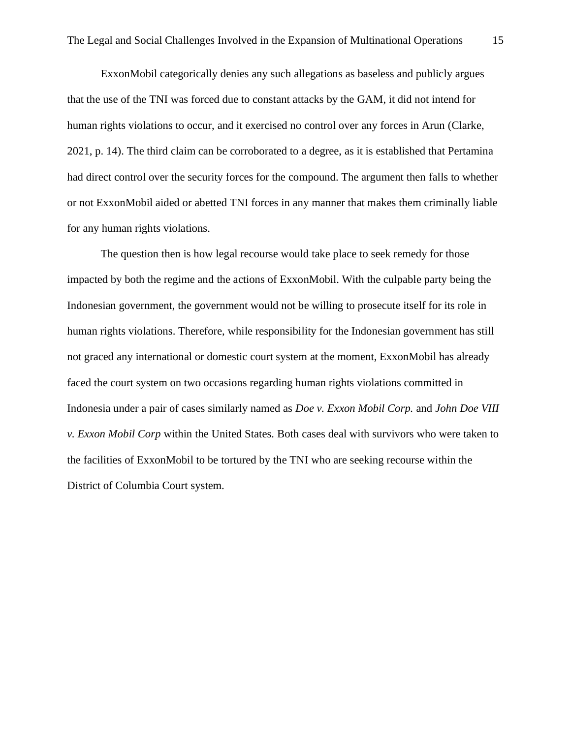ExxonMobil categorically denies any such allegations as baseless and publicly argues that the use of the TNI was forced due to constant attacks by the GAM, it did not intend for human rights violations to occur, and it exercised no control over any forces in Arun (Clarke, 2021, p. 14). The third claim can be corroborated to a degree, as it is established that Pertamina had direct control over the security forces for the compound. The argument then falls to whether or not ExxonMobil aided or abetted TNI forces in any manner that makes them criminally liable for any human rights violations.

The question then is how legal recourse would take place to seek remedy for those impacted by both the regime and the actions of ExxonMobil. With the culpable party being the Indonesian government, the government would not be willing to prosecute itself for its role in human rights violations. Therefore, while responsibility for the Indonesian government has still not graced any international or domestic court system at the moment, ExxonMobil has already faced the court system on two occasions regarding human rights violations committed in Indonesia under a pair of cases similarly named as *Doe v. Exxon Mobil Corp.* and *John Doe VIII v. Exxon Mobil Corp* within the United States. Both cases deal with survivors who were taken to the facilities of ExxonMobil to be tortured by the TNI who are seeking recourse within the District of Columbia Court system.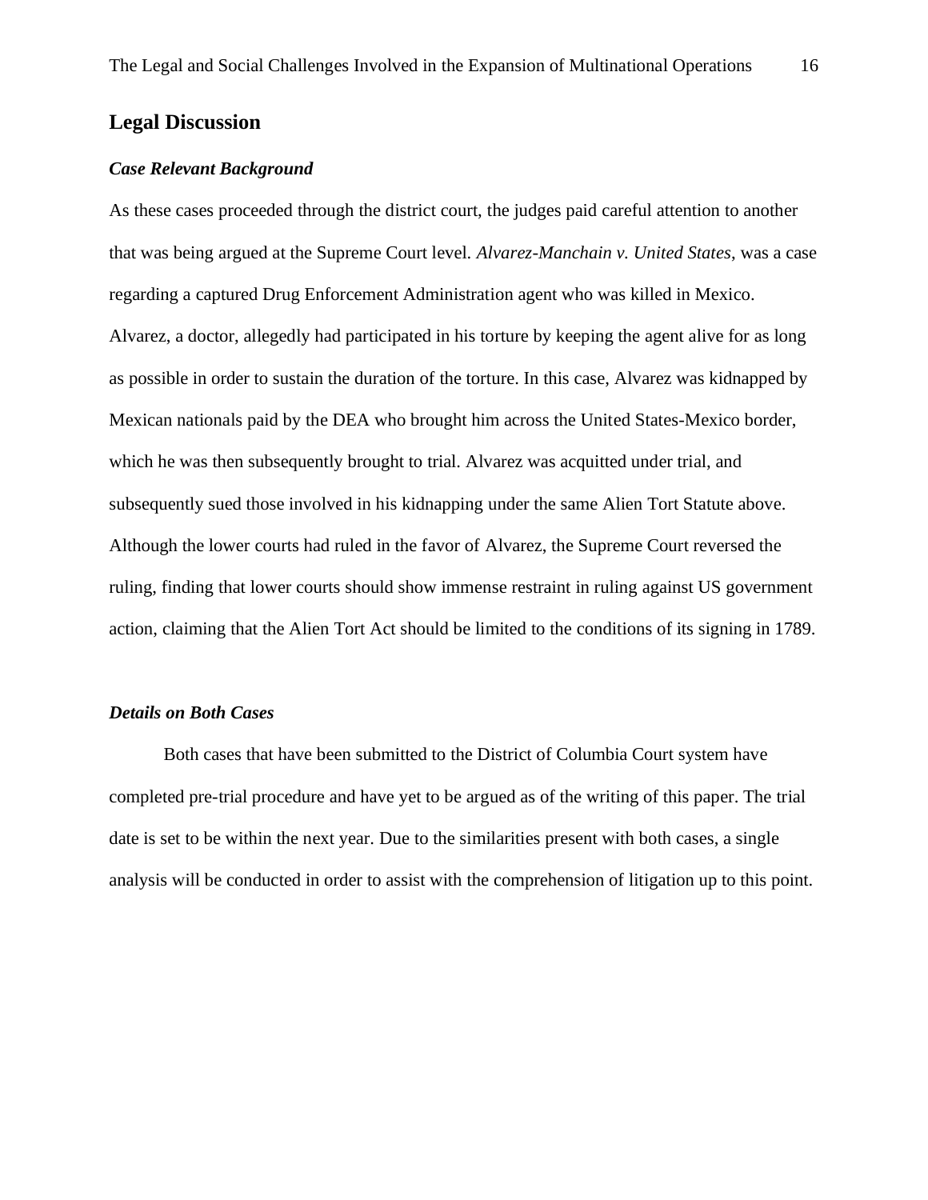## Legal Discussion

### *Case Relevant Background*

As these cases proceeded through the district court, the judges paid careful attention to another that was being argued at the Supreme Court level. *Alvarez-Manchain v. United States*, was a case regarding a captured Drug Enforcement Administration agent who was killed in Mexico. Alvarez, a doctor, allegedly had participated in his torture by keeping the agent alive for as long as possible in order to sustain the duration of the torture. In this case, Alvarez was kidnapped by Mexican nationals paid by the DEA who brought him across the United States-Mexico border, which he was then subsequently brought to trial. Alvarez was acquitted under trial, and subsequently sued those involved in his kidnapping under the same Alien Tort Statute above. Although the lower courts had ruled in the favor of Alvarez, the Supreme Court reversed the ruling, finding that lower courts should show immense restraint in ruling against US government action, claiming that the Alien Tort Act should be limited to the conditions of its signing in 1789.

### *Details on Both Cases*

Both cases that have been submitted to the District of Columbia Court system have completed pre-trial procedure and have yet to be argued as of the writing of this paper. The trial date is set to be within the next year. Due to the similarities present with both cases, a single analysis will be conducted in order to assist with the comprehension of litigation up to this point.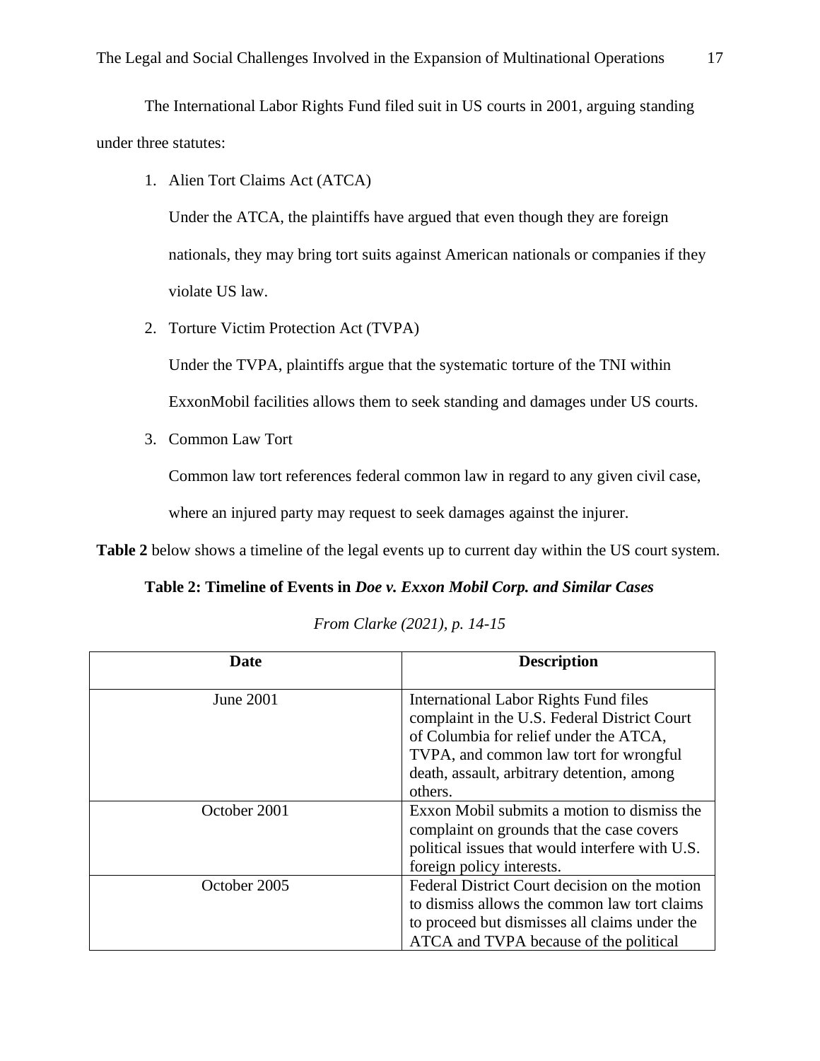The International Labor Rights Fund filed suit in US courts in 2001, arguing standing under three statutes:

1. Alien Tort Claims Act (ATCA)

   Under the ATCA, the plaintiffs have argued that even though they are foreign nationals, they may bring tort suits against American nationals or companies if they violate US law.

2. Torture Victim Protection Act (TVPA)

   Under the TVPA, plaintiffs argue that the systematic torture of the TNI within ExxonMobil facilities allows them to seek standing and damages under US courts.

3. Common Law Tort

   Common law tort references federal common law in regard to any given civil case, where an injured party may request to seek damages against the injurer.

**Table 2** below shows a timeline of the legal events up to current day within the US court system.

**Table 2: Timeline of Events in *Doe v. Exxon Mobil Corp.* and Similar Cases**

*From Clarke (2021), p. 14-15*

| Date | Description |
|---|---|
| June 2001 | International Labor Rights Fund files complaint in the U.S. Federal District Court of Columbia for relief under the ATCA, TVPA, and common law tort for wrongful death, assault, arbitrary detention, among others. |
| October 2001 | Exxon Mobil submits a motion to dismiss the complaint on grounds that the case covers political issues that would interfere with U.S. foreign policy interests. |
| October 2005 | Federal District Court decision on the motion to dismiss allows the common law tort claims to proceed but dismisses all claims under the ATCA and TVPA because of the political |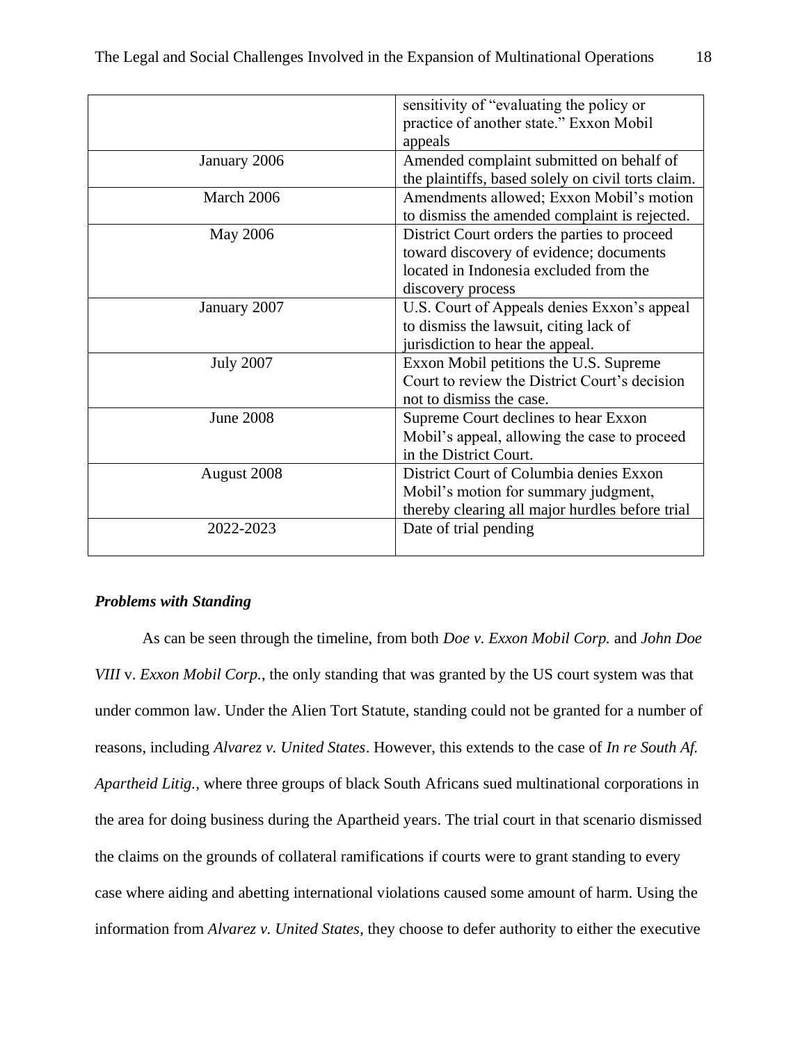| | |
|---|---|
| | sensitivity of "evaluating the policy or practice of another state." Exxon Mobil appeals |
| January 2006 | Amended complaint submitted on behalf of the plaintiffs, based solely on civil torts claim. |
| March 2006 | Amendments allowed; Exxon Mobil's motion to dismiss the amended complaint is rejected. |
| May 2006 | District Court orders the parties to proceed toward discovery of evidence; documents located in Indonesia excluded from the discovery process |
| January 2007 | U.S. Court of Appeals denies Exxon's appeal to dismiss the lawsuit, citing lack of jurisdiction to hear the appeal. |
| July 2007 | Exxon Mobil petitions the U.S. Supreme Court to review the District Court's decision not to dismiss the case. |
| June 2008 | Supreme Court declines to hear Exxon Mobil's appeal, allowing the case to proceed in the District Court. |
| August 2008 | District Court of Columbia denies Exxon Mobil's motion for summary judgment, thereby clearing all major hurdles before trial |
| 2022-2023 | Date of trial pending |

### *Problems with Standing*

As can be seen through the timeline, from both *Doe v. Exxon Mobil Corp.* and *John Doe VIII* v. *Exxon Mobil Corp.*, the only standing that was granted by the US court system was that under common law. Under the Alien Tort Statute, standing could not be granted for a number of reasons, including *Alvarez v. United States*. However, this extends to the case of *In re South Af. Apartheid Litig.*, where three groups of black South Africans sued multinational corporations in the area for doing business during the Apartheid years. The trial court in that scenario dismissed the claims on the grounds of collateral ramifications if courts were to grant standing to every case where aiding and abetting international violations caused some amount of harm. Using the information from *Alvarez v. United States*, they choose to defer authority to either the executive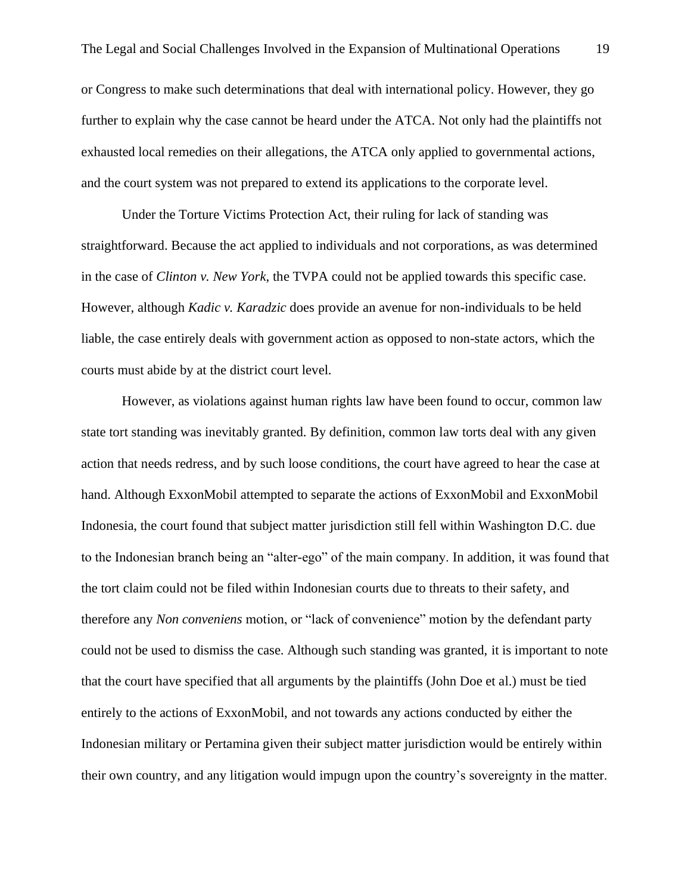or Congress to make such determinations that deal with international policy. However, they go further to explain why the case cannot be heard under the ATCA. Not only had the plaintiffs not exhausted local remedies on their allegations, the ATCA only applied to governmental actions, and the court system was not prepared to extend its applications to the corporate level.

Under the Torture Victims Protection Act, their ruling for lack of standing was straightforward. Because the act applied to individuals and not corporations, as was determined in the case of *Clinton v. New York*, the TVPA could not be applied towards this specific case. However, although *Kadic v. Karadzic* does provide an avenue for non-individuals to be held liable, the case entirely deals with government action as opposed to non-state actors, which the courts must abide by at the district court level.

However, as violations against human rights law have been found to occur, common law state tort standing was inevitably granted. By definition, common law torts deal with any given action that needs redress, and by such loose conditions, the court have agreed to hear the case at hand. Although ExxonMobil attempted to separate the actions of ExxonMobil and ExxonMobil Indonesia, the court found that subject matter jurisdiction still fell within Washington D.C. due to the Indonesian branch being an "alter-ego" of the main company. In addition, it was found that the tort claim could not be filed within Indonesian courts due to threats to their safety, and therefore any *Non conveniens* motion, or "lack of convenience" motion by the defendant party could not be used to dismiss the case. Although such standing was granted, it is important to note that the court have specified that all arguments by the plaintiffs (John Doe et al.) must be tied entirely to the actions of ExxonMobil, and not towards any actions conducted by either the Indonesian military or Pertamina given their subject matter jurisdiction would be entirely within their own country, and any litigation would impugn upon the country's sovereignty in the matter.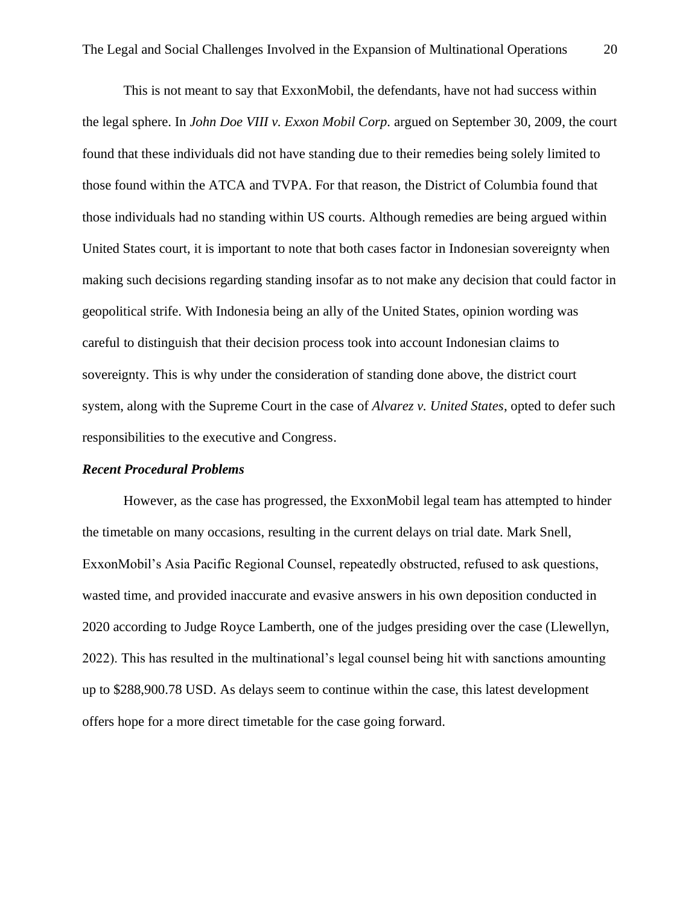This is not meant to say that ExxonMobil, the defendants, have not had success within the legal sphere. In *John Doe VIII v. Exxon Mobil Corp.* argued on September 30, 2009, the court found that these individuals did not have standing due to their remedies being solely limited to those found within the ATCA and TVPA. For that reason, the District of Columbia found that those individuals had no standing within US courts. Although remedies are being argued within United States court, it is important to note that both cases factor in Indonesian sovereignty when making such decisions regarding standing insofar as to not make any decision that could factor in geopolitical strife. With Indonesia being an ally of the United States, opinion wording was careful to distinguish that their decision process took into account Indonesian claims to sovereignty. This is why under the consideration of standing done above, the district court system, along with the Supreme Court in the case of *Alvarez v. United States*, opted to defer such responsibilities to the executive and Congress.

### *Recent Procedural Problems*

However, as the case has progressed, the ExxonMobil legal team has attempted to hinder the timetable on many occasions, resulting in the current delays on trial date. Mark Snell, ExxonMobil's Asia Pacific Regional Counsel, repeatedly obstructed, refused to ask questions, wasted time, and provided inaccurate and evasive answers in his own deposition conducted in 2020 according to Judge Royce Lamberth, one of the judges presiding over the case (Llewellyn, 2022). This has resulted in the multinational's legal counsel being hit with sanctions amounting up to $288,900.78 USD. As delays seem to continue within the case, this latest development offers hope for a more direct timetable for the case going forward.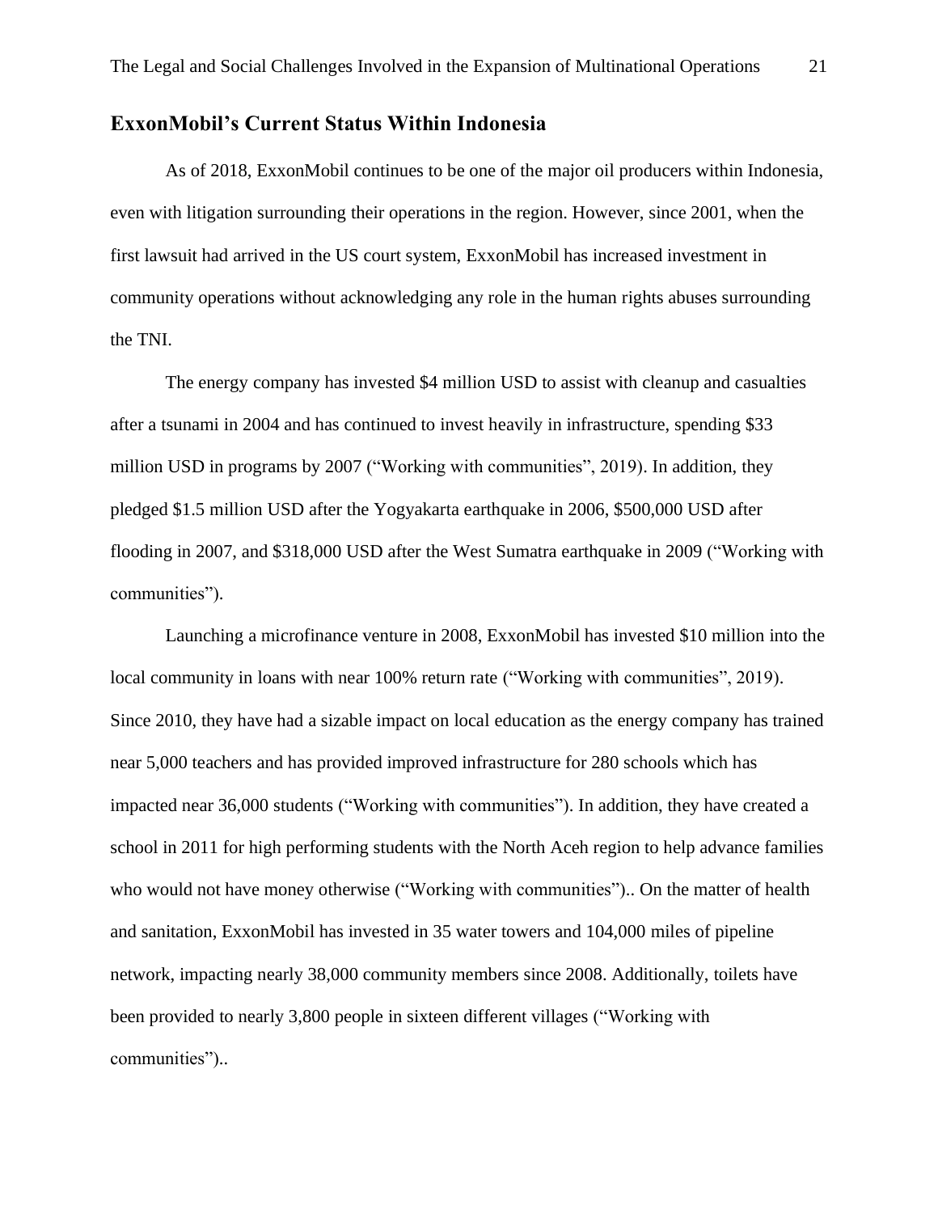## ExxonMobil's Current Status Within Indonesia

As of 2018, ExxonMobil continues to be one of the major oil producers within Indonesia, even with litigation surrounding their operations in the region. However, since 2001, when the first lawsuit had arrived in the US court system, ExxonMobil has increased investment in community operations without acknowledging any role in the human rights abuses surrounding the TNI.

The energy company has invested $4 million USD to assist with cleanup and casualties after a tsunami in 2004 and has continued to invest heavily in infrastructure, spending $33 million USD in programs by 2007 ("Working with communities", 2019). In addition, they pledged $1.5 million USD after the Yogyakarta earthquake in 2006, $500,000 USD after flooding in 2007, and $318,000 USD after the West Sumatra earthquake in 2009 ("Working with communities").

Launching a microfinance venture in 2008, ExxonMobil has invested $10 million into the local community in loans with near 100% return rate ("Working with communities", 2019). Since 2010, they have had a sizable impact on local education as the energy company has trained near 5,000 teachers and has provided improved infrastructure for 280 schools which has impacted near 36,000 students ("Working with communities"). In addition, they have created a school in 2011 for high performing students with the North Aceh region to help advance families who would not have money otherwise ("Working with communities").. On the matter of health and sanitation, ExxonMobil has invested in 35 water towers and 104,000 miles of pipeline network, impacting nearly 38,000 community members since 2008. Additionally, toilets have been provided to nearly 3,800 people in sixteen different villages ("Working with communities")..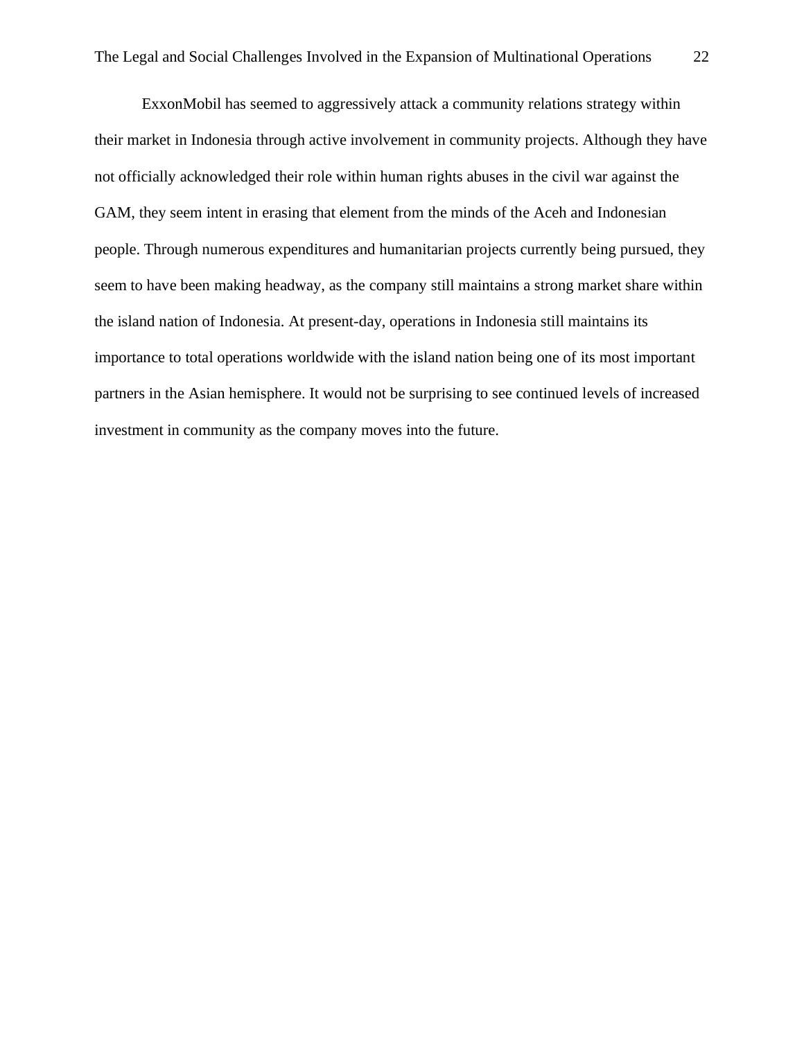ExxonMobil has seemed to aggressively attack a community relations strategy within their market in Indonesia through active involvement in community projects. Although they have not officially acknowledged their role within human rights abuses in the civil war against the GAM, they seem intent in erasing that element from the minds of the Aceh and Indonesian people. Through numerous expenditures and humanitarian projects currently being pursued, they seem to have been making headway, as the company still maintains a strong market share within the island nation of Indonesia. At present-day, operations in Indonesia still maintains its importance to total operations worldwide with the island nation being one of its most important partners in the Asian hemisphere. It would not be surprising to see continued levels of increased investment in community as the company moves into the future.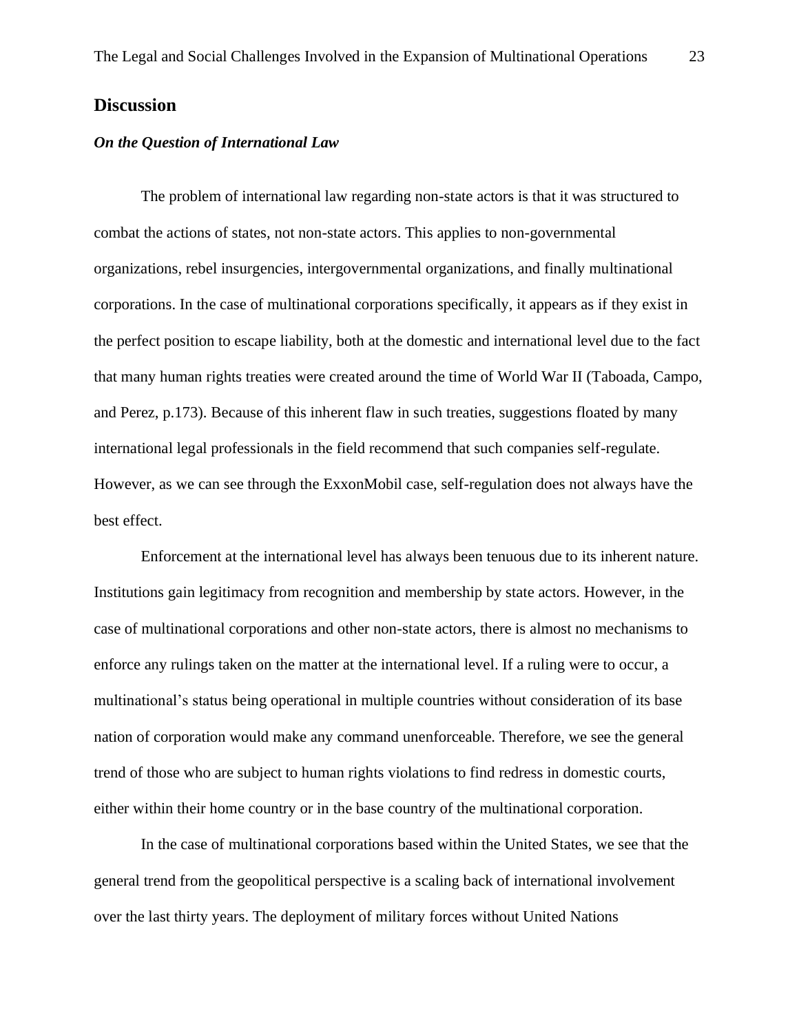## Discussion

### *On the Question of International Law*

The problem of international law regarding non-state actors is that it was structured to combat the actions of states, not non-state actors. This applies to non-governmental organizations, rebel insurgencies, intergovernmental organizations, and finally multinational corporations. In the case of multinational corporations specifically, it appears as if they exist in the perfect position to escape liability, both at the domestic and international level due to the fact that many human rights treaties were created around the time of World War II (Taboada, Campo, and Perez, p.173). Because of this inherent flaw in such treaties, suggestions floated by many international legal professionals in the field recommend that such companies self-regulate. However, as we can see through the ExxonMobil case, self-regulation does not always have the best effect.

Enforcement at the international level has always been tenuous due to its inherent nature. Institutions gain legitimacy from recognition and membership by state actors. However, in the case of multinational corporations and other non-state actors, there is almost no mechanisms to enforce any rulings taken on the matter at the international level. If a ruling were to occur, a multinational's status being operational in multiple countries without consideration of its base nation of corporation would make any command unenforceable. Therefore, we see the general trend of those who are subject to human rights violations to find redress in domestic courts, either within their home country or in the base country of the multinational corporation.

In the case of multinational corporations based within the United States, we see that the general trend from the geopolitical perspective is a scaling back of international involvement over the last thirty years. The deployment of military forces without United Nations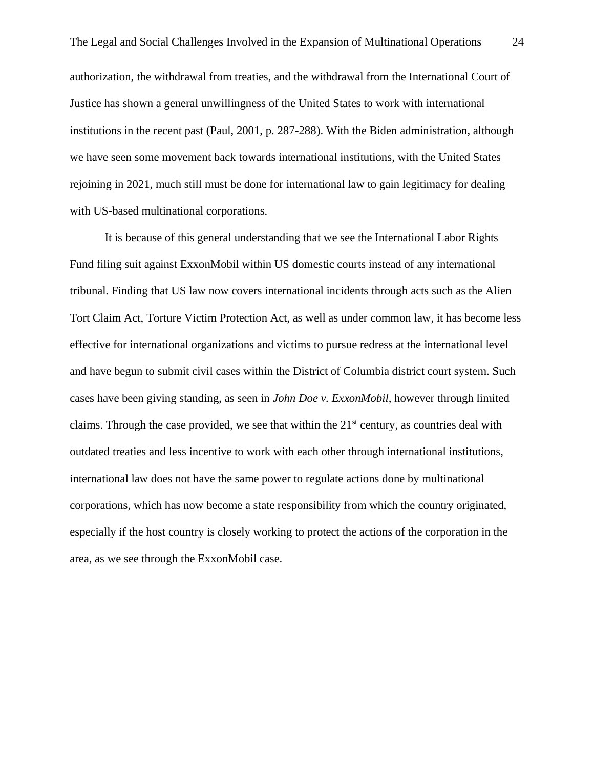authorization, the withdrawal from treaties, and the withdrawal from the International Court of Justice has shown a general unwillingness of the United States to work with international institutions in the recent past (Paul, 2001, p. 287-288). With the Biden administration, although we have seen some movement back towards international institutions, with the United States rejoining in 2021, much still must be done for international law to gain legitimacy for dealing with US-based multinational corporations.

It is because of this general understanding that we see the International Labor Rights Fund filing suit against ExxonMobil within US domestic courts instead of any international tribunal. Finding that US law now covers international incidents through acts such as the Alien Tort Claim Act, Torture Victim Protection Act, as well as under common law, it has become less effective for international organizations and victims to pursue redress at the international level and have begun to submit civil cases within the District of Columbia district court system. Such cases have been giving standing, as seen in *John Doe v. ExxonMobil*, however through limited claims. Through the case provided, we see that within the 21st century, as countries deal with outdated treaties and less incentive to work with each other through international institutions, international law does not have the same power to regulate actions done by multinational corporations, which has now become a state responsibility from which the country originated, especially if the host country is closely working to protect the actions of the corporation in the area, as we see through the ExxonMobil case.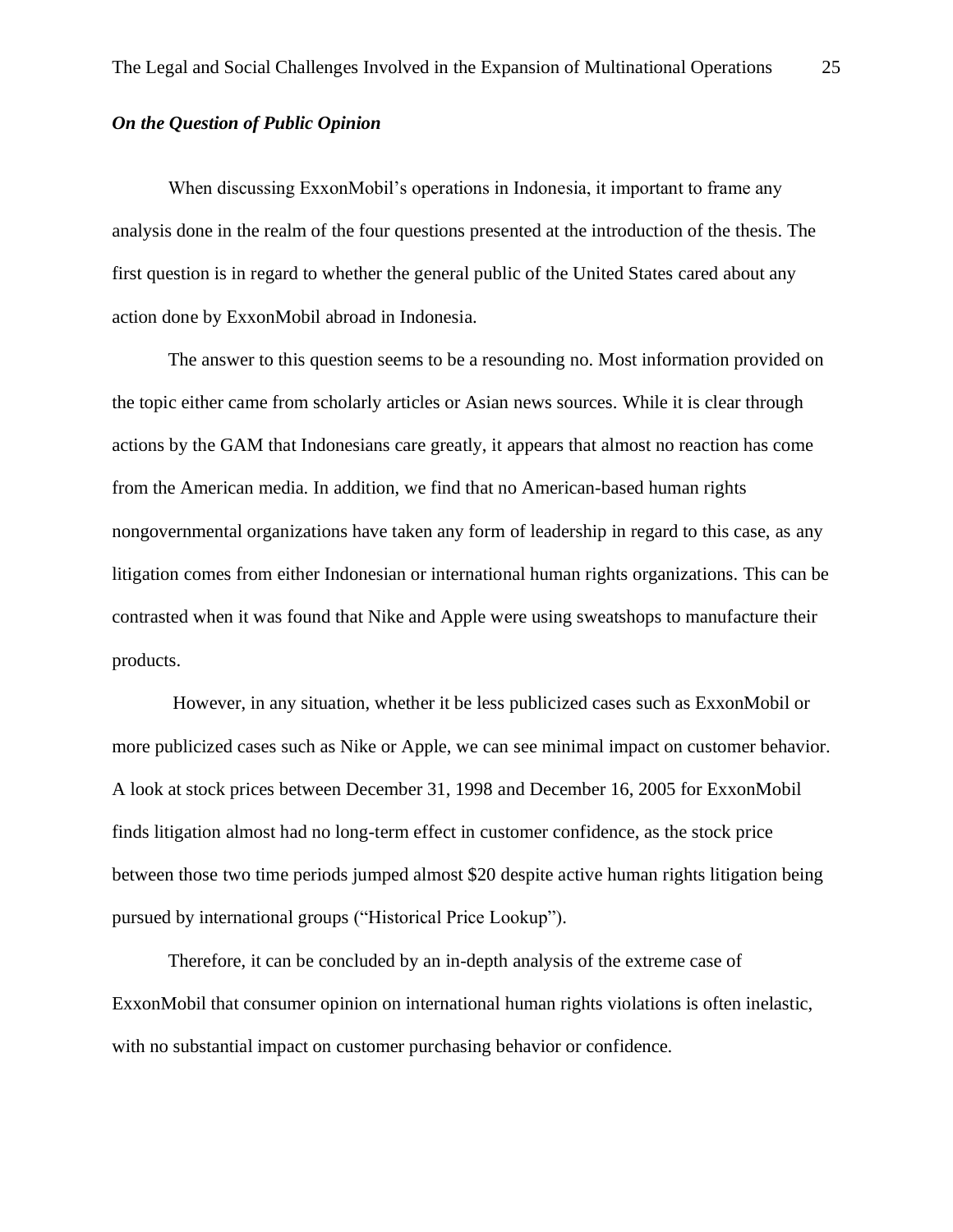### *On the Question of Public Opinion*

When discussing ExxonMobil's operations in Indonesia, it important to frame any analysis done in the realm of the four questions presented at the introduction of the thesis. The first question is in regard to whether the general public of the United States cared about any action done by ExxonMobil abroad in Indonesia.

The answer to this question seems to be a resounding no. Most information provided on the topic either came from scholarly articles or Asian news sources. While it is clear through actions by the GAM that Indonesians care greatly, it appears that almost no reaction has come from the American media. In addition, we find that no American-based human rights nongovernmental organizations have taken any form of leadership in regard to this case, as any litigation comes from either Indonesian or international human rights organizations. This can be contrasted when it was found that Nike and Apple were using sweatshops to manufacture their products.

However, in any situation, whether it be less publicized cases such as ExxonMobil or more publicized cases such as Nike or Apple, we can see minimal impact on customer behavior. A look at stock prices between December 31, 1998 and December 16, 2005 for ExxonMobil finds litigation almost had no long-term effect in customer confidence, as the stock price between those two time periods jumped almost $20 despite active human rights litigation being pursued by international groups ("Historical Price Lookup").

Therefore, it can be concluded by an in-depth analysis of the extreme case of ExxonMobil that consumer opinion on international human rights violations is often inelastic, with no substantial impact on customer purchasing behavior or confidence.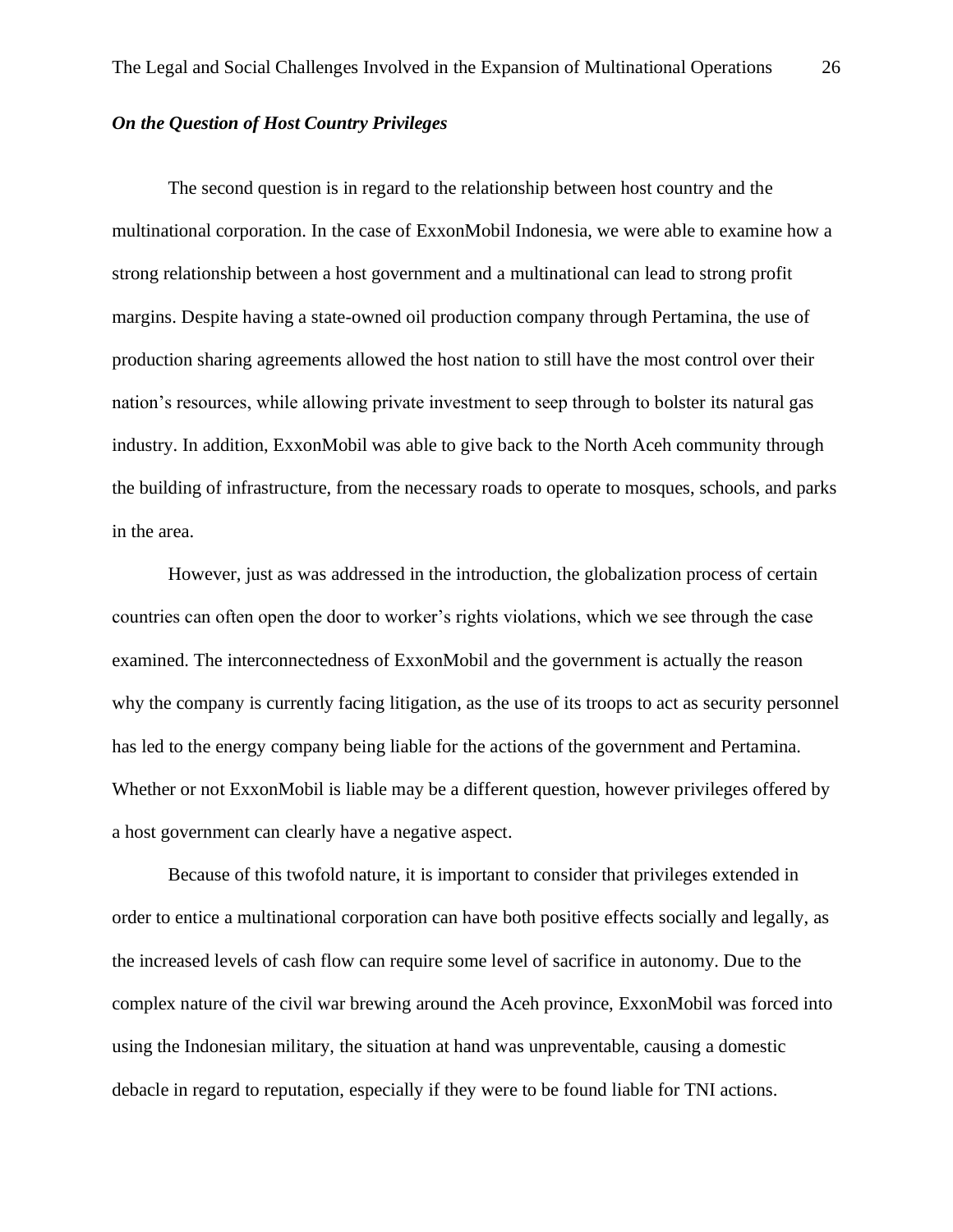### *On the Question of Host Country Privileges*

The second question is in regard to the relationship between host country and the multinational corporation. In the case of ExxonMobil Indonesia, we were able to examine how a strong relationship between a host government and a multinational can lead to strong profit margins. Despite having a state-owned oil production company through Pertamina, the use of production sharing agreements allowed the host nation to still have the most control over their nation's resources, while allowing private investment to seep through to bolster its natural gas industry. In addition, ExxonMobil was able to give back to the North Aceh community through the building of infrastructure, from the necessary roads to operate to mosques, schools, and parks in the area.

However, just as was addressed in the introduction, the globalization process of certain countries can often open the door to worker's rights violations, which we see through the case examined. The interconnectedness of ExxonMobil and the government is actually the reason why the company is currently facing litigation, as the use of its troops to act as security personnel has led to the energy company being liable for the actions of the government and Pertamina. Whether or not ExxonMobil is liable may be a different question, however privileges offered by a host government can clearly have a negative aspect.

Because of this twofold nature, it is important to consider that privileges extended in order to entice a multinational corporation can have both positive effects socially and legally, as the increased levels of cash flow can require some level of sacrifice in autonomy. Due to the complex nature of the civil war brewing around the Aceh province, ExxonMobil was forced into using the Indonesian military, the situation at hand was unpreventable, causing a domestic debacle in regard to reputation, especially if they were to be found liable for TNI actions.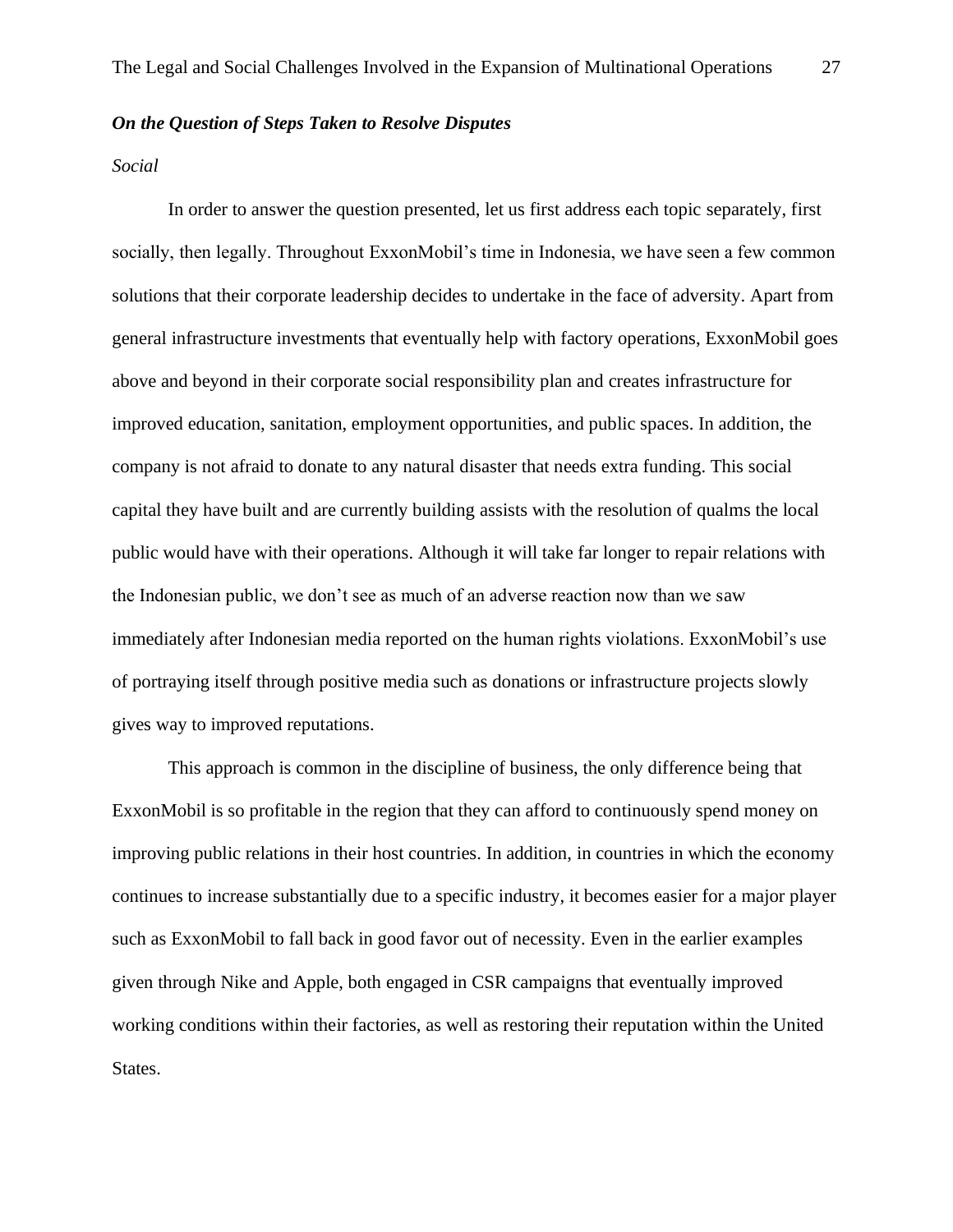### ***On the Question of Steps Taken to Resolve Disputes***

*Social*

In order to answer the question presented, let us first address each topic separately, first socially, then legally. Throughout ExxonMobil's time in Indonesia, we have seen a few common solutions that their corporate leadership decides to undertake in the face of adversity. Apart from general infrastructure investments that eventually help with factory operations, ExxonMobil goes above and beyond in their corporate social responsibility plan and creates infrastructure for improved education, sanitation, employment opportunities, and public spaces. In addition, the company is not afraid to donate to any natural disaster that needs extra funding. This social capital they have built and are currently building assists with the resolution of qualms the local public would have with their operations. Although it will take far longer to repair relations with the Indonesian public, we don't see as much of an adverse reaction now than we saw immediately after Indonesian media reported on the human rights violations. ExxonMobil's use of portraying itself through positive media such as donations or infrastructure projects slowly gives way to improved reputations.

This approach is common in the discipline of business, the only difference being that ExxonMobil is so profitable in the region that they can afford to continuously spend money on improving public relations in their host countries. In addition, in countries in which the economy continues to increase substantially due to a specific industry, it becomes easier for a major player such as ExxonMobil to fall back in good favor out of necessity. Even in the earlier examples given through Nike and Apple, both engaged in CSR campaigns that eventually improved working conditions within their factories, as well as restoring their reputation within the United States.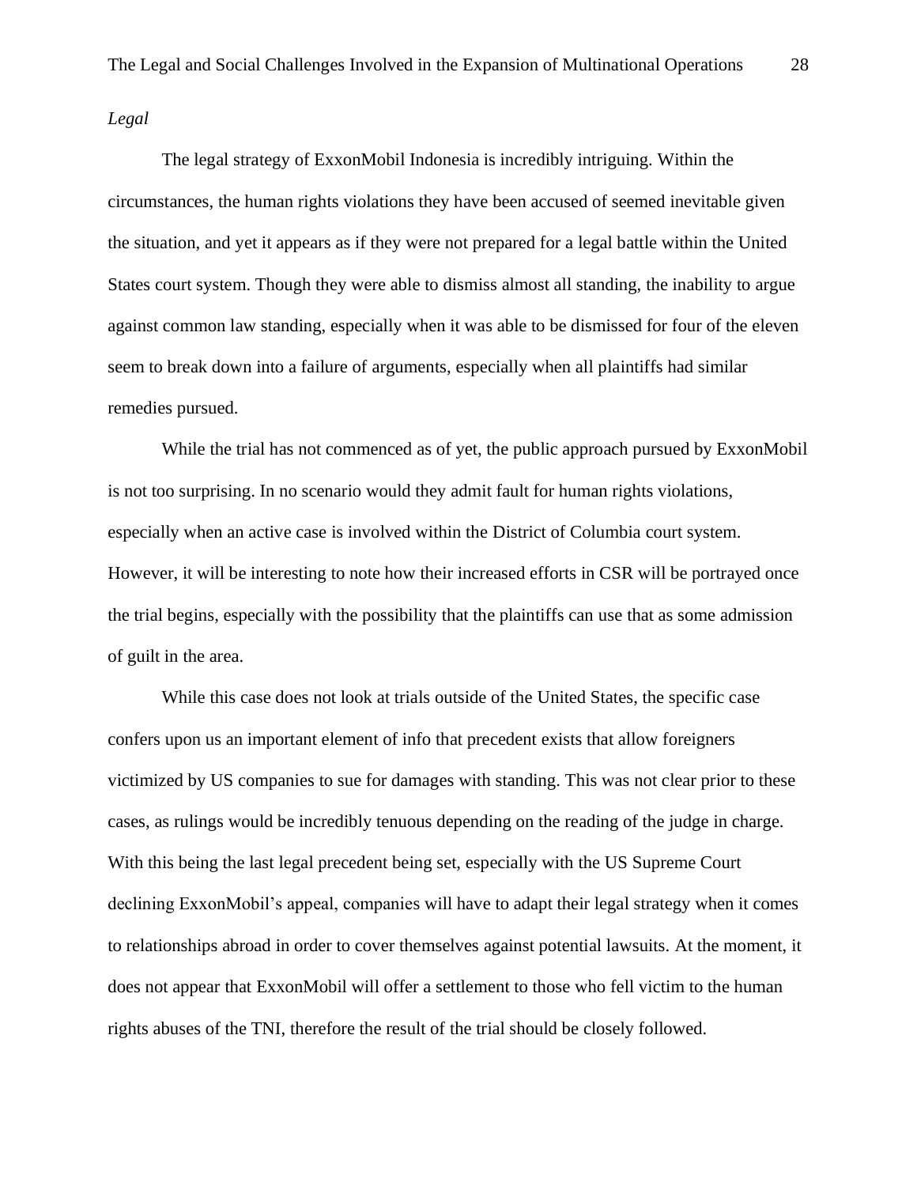*Legal*

The legal strategy of ExxonMobil Indonesia is incredibly intriguing. Within the circumstances, the human rights violations they have been accused of seemed inevitable given the situation, and yet it appears as if they were not prepared for a legal battle within the United States court system. Though they were able to dismiss almost all standing, the inability to argue against common law standing, especially when it was able to be dismissed for four of the eleven seem to break down into a failure of arguments, especially when all plaintiffs had similar remedies pursued.

While the trial has not commenced as of yet, the public approach pursued by ExxonMobil is not too surprising. In no scenario would they admit fault for human rights violations, especially when an active case is involved within the District of Columbia court system. However, it will be interesting to note how their increased efforts in CSR will be portrayed once the trial begins, especially with the possibility that the plaintiffs can use that as some admission of guilt in the area.

While this case does not look at trials outside of the United States, the specific case confers upon us an important element of info that precedent exists that allow foreigners victimized by US companies to sue for damages with standing. This was not clear prior to these cases, as rulings would be incredibly tenuous depending on the reading of the judge in charge. With this being the last legal precedent being set, especially with the US Supreme Court declining ExxonMobil's appeal, companies will have to adapt their legal strategy when it comes to relationships abroad in order to cover themselves against potential lawsuits. At the moment, it does not appear that ExxonMobil will offer a settlement to those who fell victim to the human rights abuses of the TNI, therefore the result of the trial should be closely followed.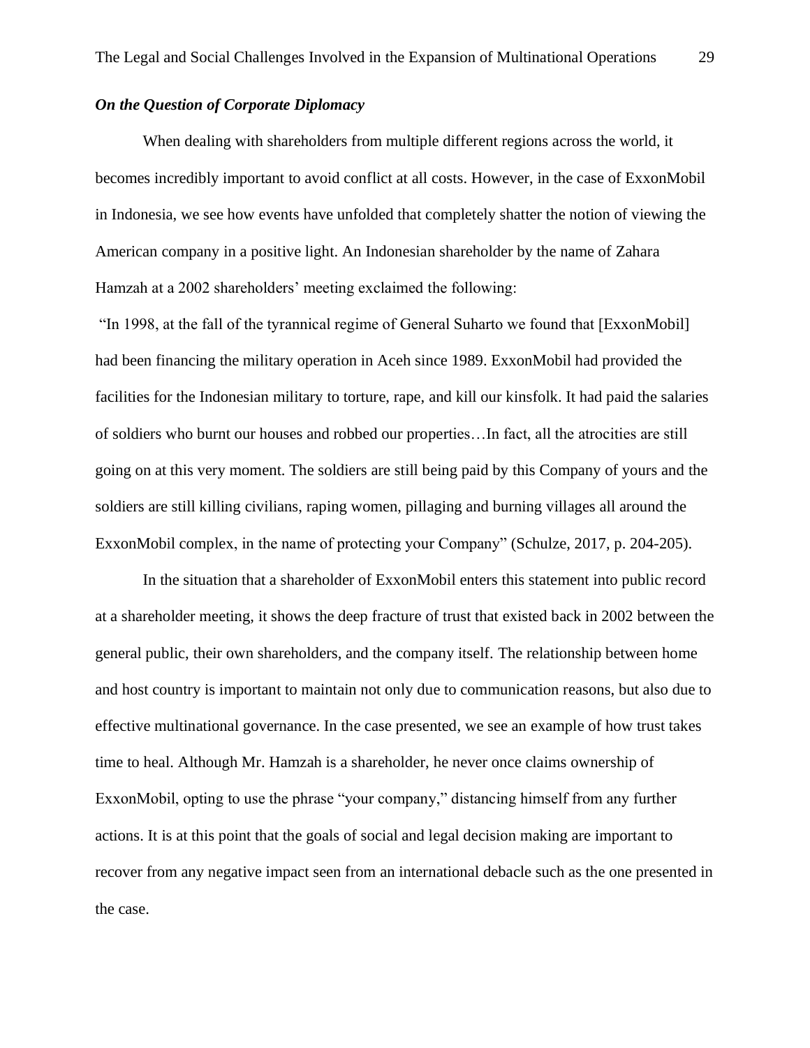### *On the Question of Corporate Diplomacy*

When dealing with shareholders from multiple different regions across the world, it becomes incredibly important to avoid conflict at all costs. However, in the case of ExxonMobil in Indonesia, we see how events have unfolded that completely shatter the notion of viewing the American company in a positive light. An Indonesian shareholder by the name of Zahara Hamzah at a 2002 shareholders' meeting exclaimed the following:

"In 1998, at the fall of the tyrannical regime of General Suharto we found that [ExxonMobil] had been financing the military operation in Aceh since 1989. ExxonMobil had provided the facilities for the Indonesian military to torture, rape, and kill our kinsfolk. It had paid the salaries of soldiers who burnt our houses and robbed our properties…In fact, all the atrocities are still going on at this very moment. The soldiers are still being paid by this Company of yours and the soldiers are still killing civilians, raping women, pillaging and burning villages all around the ExxonMobil complex, in the name of protecting your Company" (Schulze, 2017, p. 204-205).

In the situation that a shareholder of ExxonMobil enters this statement into public record at a shareholder meeting, it shows the deep fracture of trust that existed back in 2002 between the general public, their own shareholders, and the company itself. The relationship between home and host country is important to maintain not only due to communication reasons, but also due to effective multinational governance. In the case presented, we see an example of how trust takes time to heal. Although Mr. Hamzah is a shareholder, he never once claims ownership of ExxonMobil, opting to use the phrase "your company," distancing himself from any further actions. It is at this point that the goals of social and legal decision making are important to recover from any negative impact seen from an international debacle such as the one presented in the case.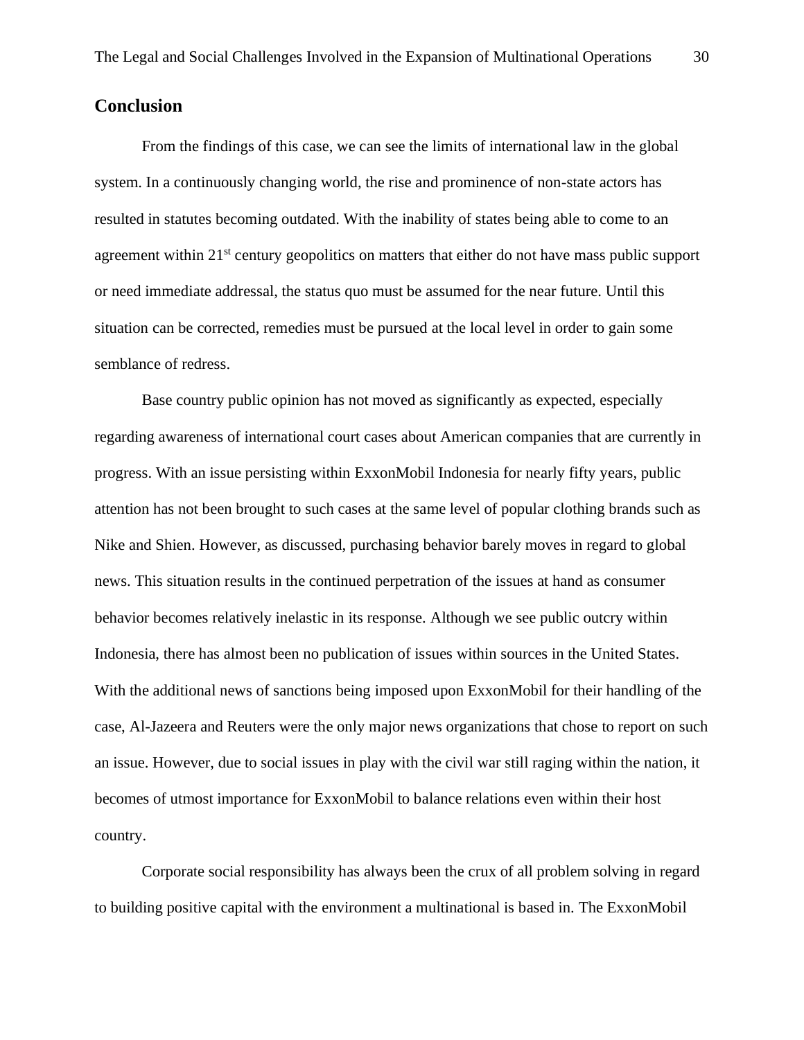## Conclusion

From the findings of this case, we can see the limits of international law in the global system. In a continuously changing world, the rise and prominence of non-state actors has resulted in statutes becoming outdated. With the inability of states being able to come to an agreement within 21st century geopolitics on matters that either do not have mass public support or need immediate addressal, the status quo must be assumed for the near future. Until this situation can be corrected, remedies must be pursued at the local level in order to gain some semblance of redress.

Base country public opinion has not moved as significantly as expected, especially regarding awareness of international court cases about American companies that are currently in progress. With an issue persisting within ExxonMobil Indonesia for nearly fifty years, public attention has not been brought to such cases at the same level of popular clothing brands such as Nike and Shien. However, as discussed, purchasing behavior barely moves in regard to global news. This situation results in the continued perpetration of the issues at hand as consumer behavior becomes relatively inelastic in its response. Although we see public outcry within Indonesia, there has almost been no publication of issues within sources in the United States. With the additional news of sanctions being imposed upon ExxonMobil for their handling of the case, Al-Jazeera and Reuters were the only major news organizations that chose to report on such an issue. However, due to social issues in play with the civil war still raging within the nation, it becomes of utmost importance for ExxonMobil to balance relations even within their host country.

Corporate social responsibility has always been the crux of all problem solving in regard to building positive capital with the environment a multinational is based in. The ExxonMobil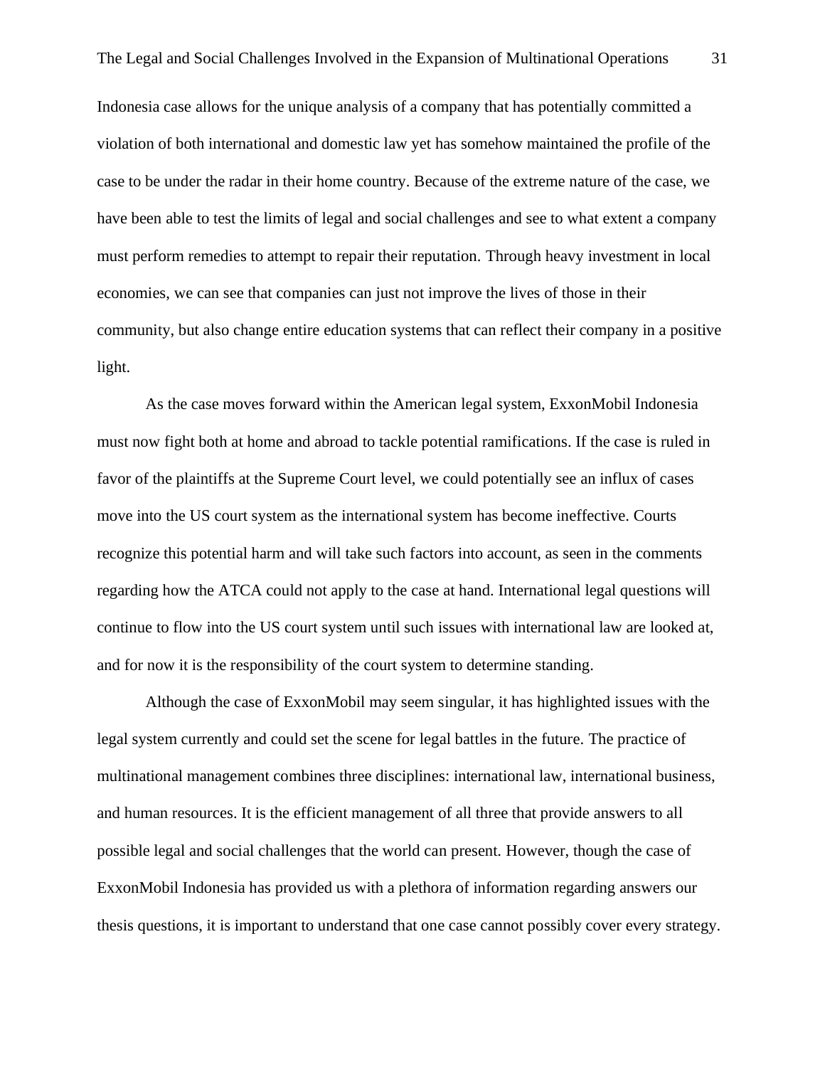Indonesia case allows for the unique analysis of a company that has potentially committed a violation of both international and domestic law yet has somehow maintained the profile of the case to be under the radar in their home country. Because of the extreme nature of the case, we have been able to test the limits of legal and social challenges and see to what extent a company must perform remedies to attempt to repair their reputation. Through heavy investment in local economies, we can see that companies can just not improve the lives of those in their community, but also change entire education systems that can reflect their company in a positive light.

As the case moves forward within the American legal system, ExxonMobil Indonesia must now fight both at home and abroad to tackle potential ramifications. If the case is ruled in favor of the plaintiffs at the Supreme Court level, we could potentially see an influx of cases move into the US court system as the international system has become ineffective. Courts recognize this potential harm and will take such factors into account, as seen in the comments regarding how the ATCA could not apply to the case at hand. International legal questions will continue to flow into the US court system until such issues with international law are looked at, and for now it is the responsibility of the court system to determine standing.

Although the case of ExxonMobil may seem singular, it has highlighted issues with the legal system currently and could set the scene for legal battles in the future. The practice of multinational management combines three disciplines: international law, international business, and human resources. It is the efficient management of all three that provide answers to all possible legal and social challenges that the world can present. However, though the case of ExxonMobil Indonesia has provided us with a plethora of information regarding answers our thesis questions, it is important to understand that one case cannot possibly cover every strategy.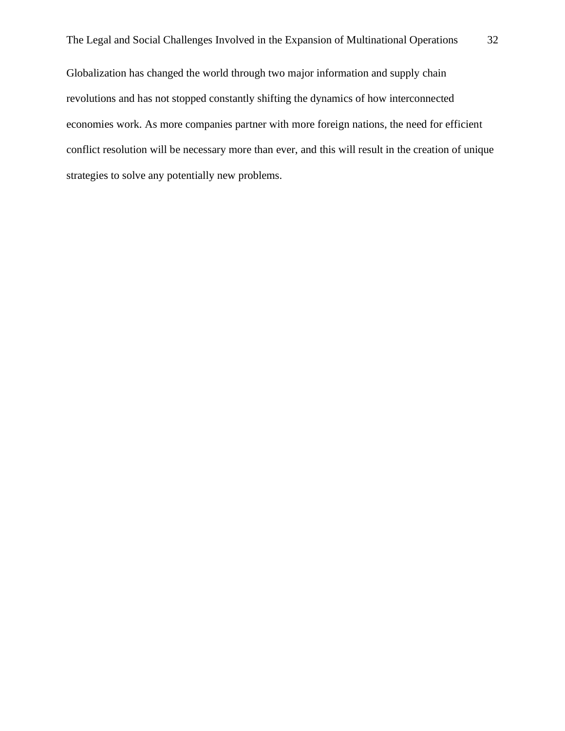Globalization has changed the world through two major information and supply chain revolutions and has not stopped constantly shifting the dynamics of how interconnected economies work. As more companies partner with more foreign nations, the need for efficient conflict resolution will be necessary more than ever, and this will result in the creation of unique strategies to solve any potentially new problems.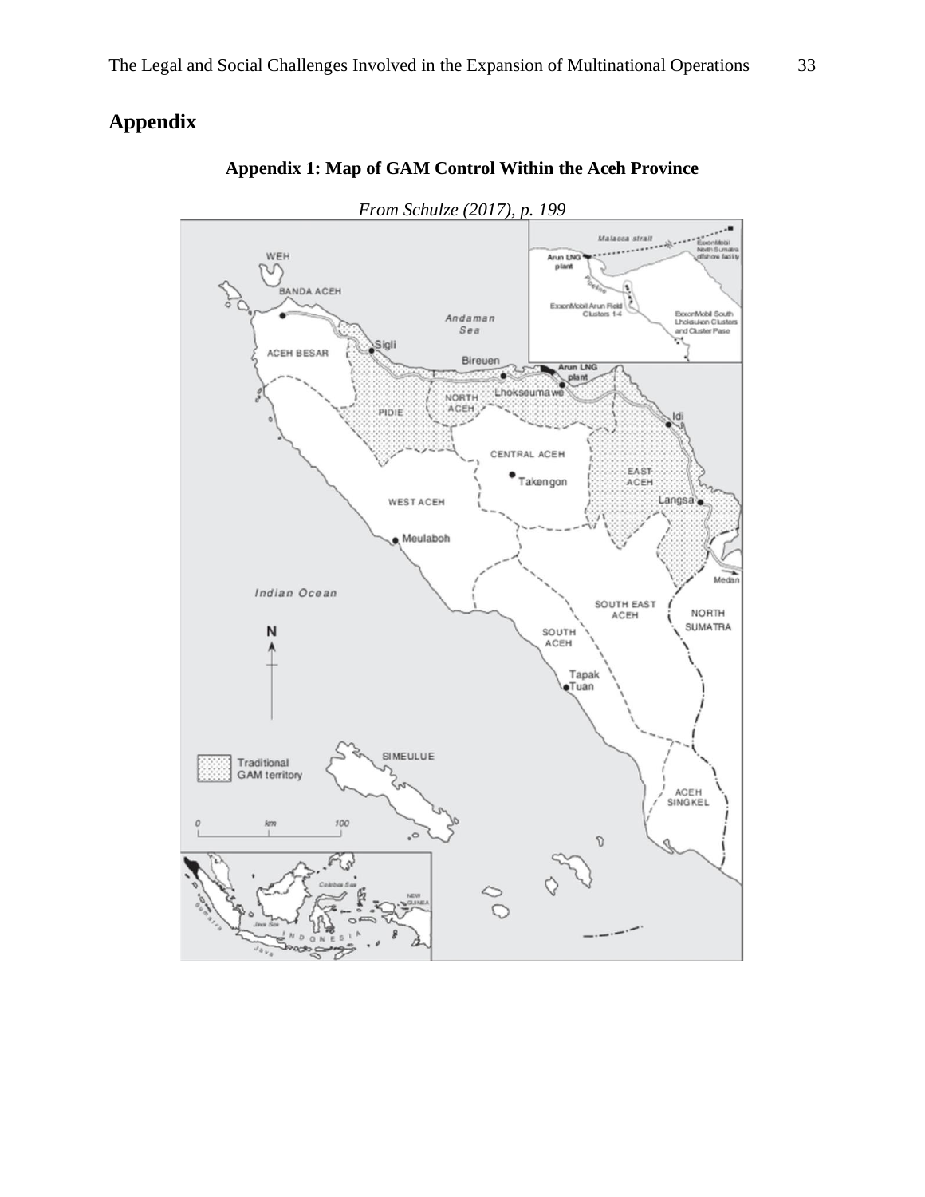## Appendix

### Appendix 1: Map of GAM Control Within the Aceh Province

*From Schulze (2017), p. 199*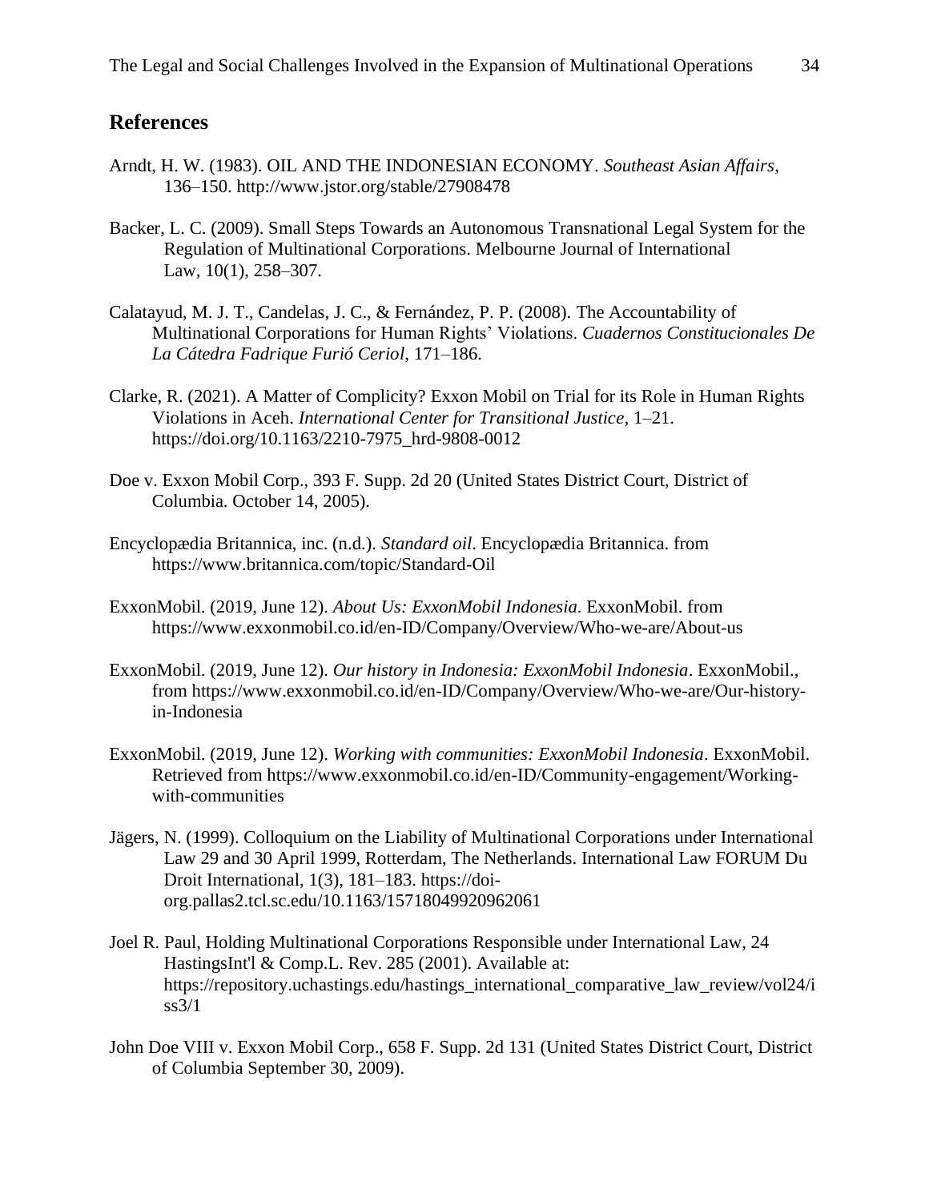## References

Arndt, H. W. (1983). OIL AND THE INDONESIAN ECONOMY. *Southeast Asian Affairs*, 136–150. http://www.jstor.org/stable/27908478

Backer, L. C. (2009). Small Steps Towards an Autonomous Transnational Legal System for the Regulation of Multinational Corporations. Melbourne Journal of International Law, 10(1), 258–307.

Calatayud, M. J. T., Candelas, J. C., & Fernández, P. P. (2008). The Accountability of Multinational Corporations for Human Rights' Violations. *Cuadernos Constitucionales De La Cátedra Fadrique Furió Ceriol*, 171–186.

Clarke, R. (2021). A Matter of Complicity? Exxon Mobil on Trial for its Role in Human Rights Violations in Aceh. *International Center for Transitional Justice*, 1–21. https://doi.org/10.1163/2210-7975_hrd-9808-0012

Doe v. Exxon Mobil Corp., 393 F. Supp. 2d 20 (United States District Court, District of Columbia. October 14, 2005).

Encyclopædia Britannica, inc. (n.d.). *Standard oil*. Encyclopædia Britannica. from https://www.britannica.com/topic/Standard-Oil

ExxonMobil. (2019, June 12). *About Us: ExxonMobil Indonesia*. ExxonMobil. from https://www.exxonmobil.co.id/en-ID/Company/Overview/Who-we-are/About-us

ExxonMobil. (2019, June 12). *Our history in Indonesia: ExxonMobil Indonesia*. ExxonMobil., from https://www.exxonmobil.co.id/en-ID/Company/Overview/Who-we-are/Our-history-in-Indonesia

ExxonMobil. (2019, June 12). *Working with communities: ExxonMobil Indonesia*. ExxonMobil. Retrieved from https://www.exxonmobil.co.id/en-ID/Community-engagement/Working-with-communities

Jägers, N. (1999). Colloquium on the Liability of Multinational Corporations under International Law 29 and 30 April 1999, Rotterdam, The Netherlands. International Law FORUM Du Droit International, 1(3), 181–183. https://doi-org.pallas2.tcl.sc.edu/10.1163/15718049920962061

Joel R. Paul, Holding Multinational Corporations Responsible under International Law, 24 HastingsInt'l & Comp.L. Rev. 285 (2001). Available at: https://repository.uchastings.edu/hastings_international_comparative_law_review/vol24/iss3/1

John Doe VIII v. Exxon Mobil Corp., 658 F. Supp. 2d 131 (United States District Court, District of Columbia September 30, 2009).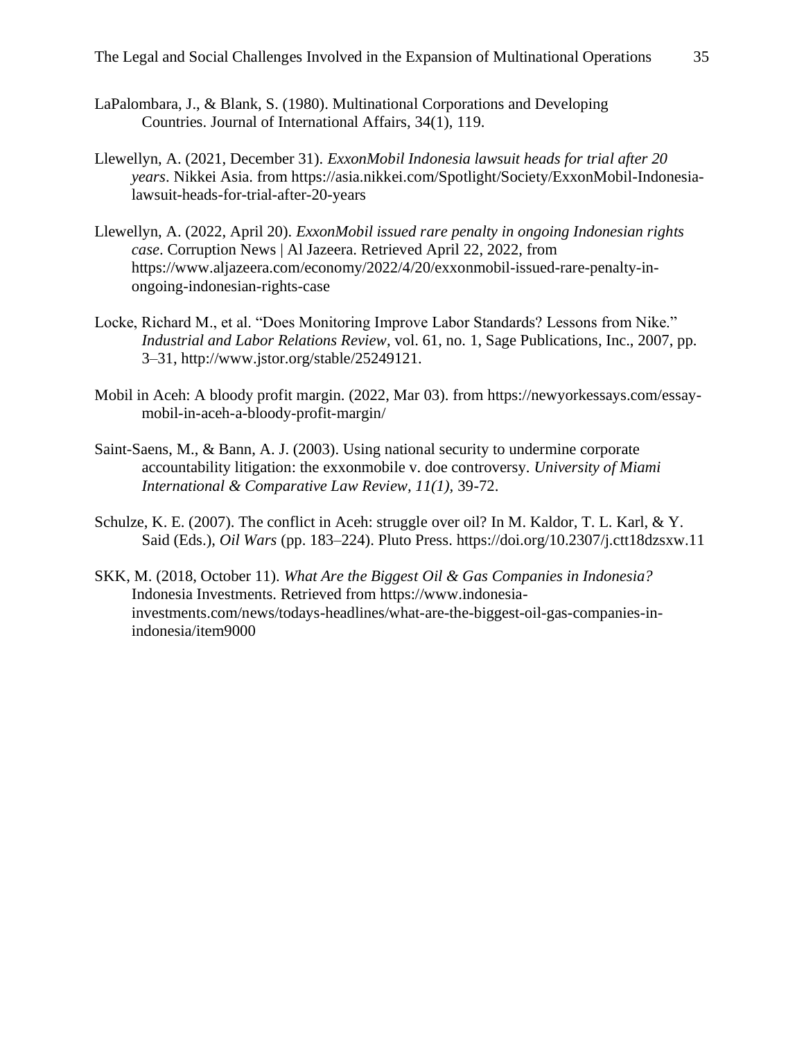LaPalombara, J., & Blank, S. (1980). Multinational Corporations and Developing Countries. Journal of International Affairs, 34(1), 119.

Llewellyn, A. (2021, December 31). *ExxonMobil Indonesia lawsuit heads for trial after 20 years*. Nikkei Asia. from https://asia.nikkei.com/Spotlight/Society/ExxonMobil-Indonesia-lawsuit-heads-for-trial-after-20-years

Llewellyn, A. (2022, April 20). *ExxonMobil issued rare penalty in ongoing Indonesian rights case*. Corruption News | Al Jazeera. Retrieved April 22, 2022, from https://www.aljazeera.com/economy/2022/4/20/exxonmobil-issued-rare-penalty-in-ongoing-indonesian-rights-case

Locke, Richard M., et al. "Does Monitoring Improve Labor Standards? Lessons from Nike." *Industrial and Labor Relations Review*, vol. 61, no. 1, Sage Publications, Inc., 2007, pp. 3–31, http://www.jstor.org/stable/25249121.

Mobil in Aceh: A bloody profit margin. (2022, Mar 03). from https://newyorkessays.com/essay-mobil-in-aceh-a-bloody-profit-margin/

Saint-Saens, M., & Bann, A. J. (2003). Using national security to undermine corporate accountability litigation: the exxonmobile v. doe controversy. *University of Miami International & Comparative Law Review, 11(1)*, 39-72.

Schulze, K. E. (2007). The conflict in Aceh: struggle over oil? In M. Kaldor, T. L. Karl, & Y. Said (Eds.), *Oil Wars* (pp. 183–224). Pluto Press. https://doi.org/10.2307/j.ctt18dzsxw.11

SKK, M. (2018, October 11). *What Are the Biggest Oil & Gas Companies in Indonesia?* Indonesia Investments. Retrieved from https://www.indonesia-investments.com/news/todays-headlines/what-are-the-biggest-oil-gas-companies-in-indonesia/item9000